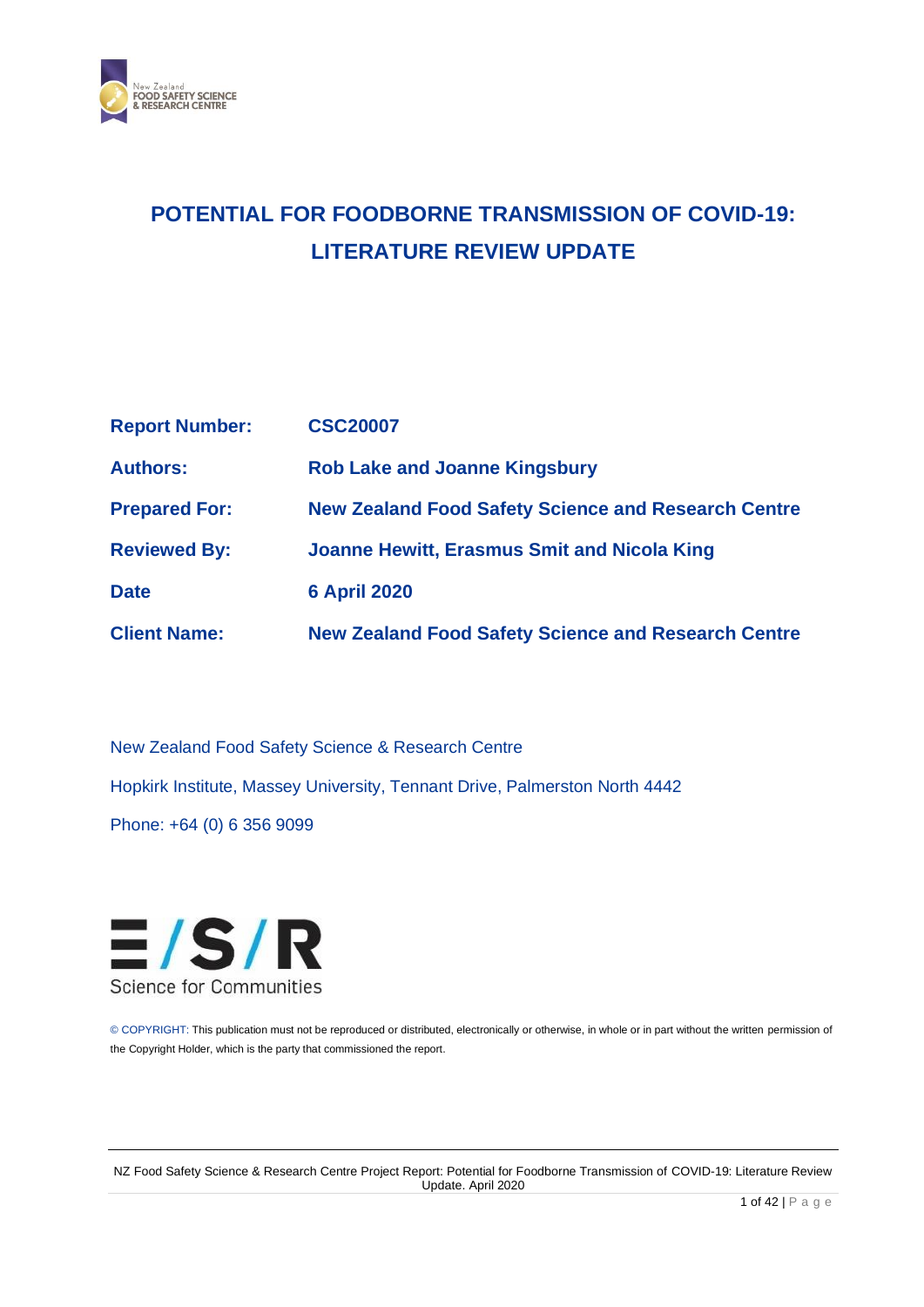# POTENTIAL FOR FOODBORNE TRANSMISSION OF COVID-19: LITERATURE REVIEW UPDATE

| | |
|---|---|
| **Report Number:** | **CSC20007** |
| **Authors:** | **Rob Lake and Joanne Kingsbury** |
| **Prepared For:** | **New Zealand Food Safety Science and Research Centre** |
| **Reviewed By:** | **Joanne Hewitt, Erasmus Smit and Nicola King** |
| **Date** | **6 April 2020** |
| **Client Name:** | **New Zealand Food Safety Science and Research Centre** |

New Zealand Food Safety Science & Research Centre

Hopkirk Institute, Massey University, Tennant Drive, Palmerston North 4442

Phone: +64 (0) 6 356 9099

E/S/R
Science for Communities

© COPYRIGHT: This publication must not be reproduced or distributed, electronically or otherwise, in whole or in part without the written permission of the Copyright Holder, which is the party that commissioned the report.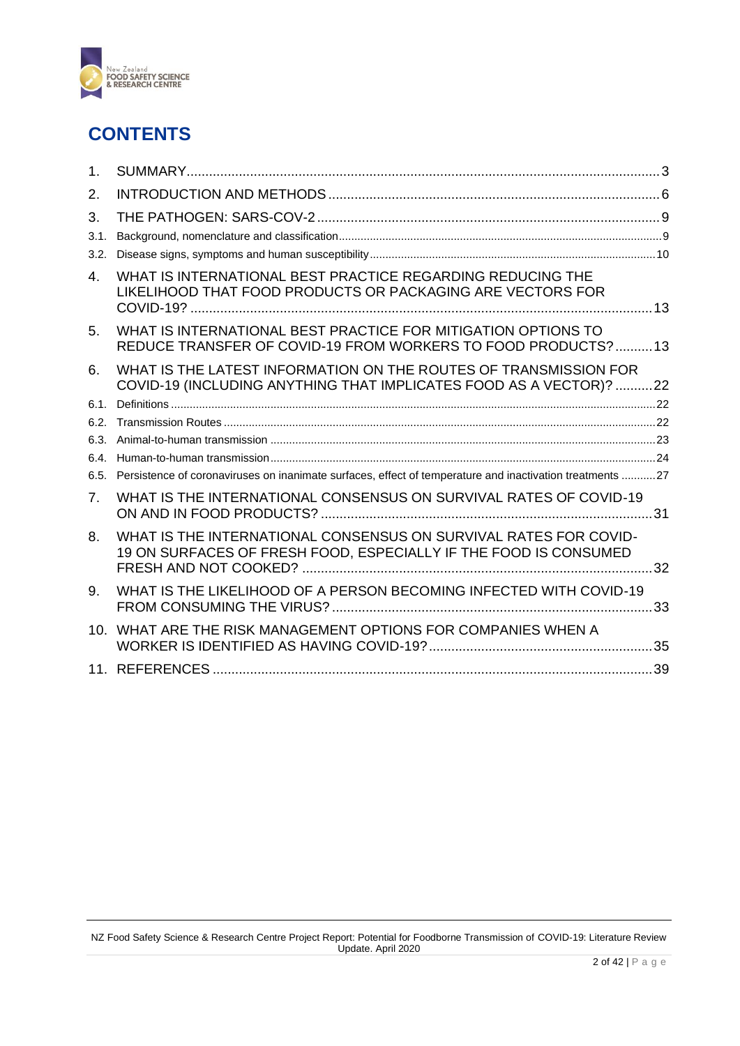# CONTENTS

1. SUMMARY ..... 3
2. INTRODUCTION AND METHODS ..... 6
3. THE PATHOGEN: SARS-COV-2 ..... 9
   - 3.1. Background, nomenclature and classification ..... 9
   - 3.2. Disease signs, symptoms and human susceptibility ..... 10
4. WHAT IS INTERNATIONAL BEST PRACTICE REGARDING REDUCING THE LIKELIHOOD THAT FOOD PRODUCTS OR PACKAGING ARE VECTORS FOR COVID-19? ..... 13
5. WHAT IS INTERNATIONAL BEST PRACTICE FOR MITIGATION OPTIONS TO REDUCE TRANSFER OF COVID-19 FROM WORKERS TO FOOD PRODUCTS? ..... 13
6. WHAT IS THE LATEST INFORMATION ON THE ROUTES OF TRANSMISSION FOR COVID-19 (INCLUDING ANYTHING THAT IMPLICATES FOOD AS A VECTOR)? ..... 22
   - 6.1. Definitions ..... 22
   - 6.2. Transmission Routes ..... 22
   - 6.3. Animal-to-human transmission ..... 23
   - 6.4. Human-to-human transmission ..... 24
   - 6.5. Persistence of coronaviruses on inanimate surfaces, effect of temperature and inactivation treatments ..... 27
7. WHAT IS THE INTERNATIONAL CONSENSUS ON SURVIVAL RATES OF COVID-19 ON AND IN FOOD PRODUCTS? ..... 31
8. WHAT IS THE INTERNATIONAL CONSENSUS ON SURVIVAL RATES FOR COVID-19 ON SURFACES OF FRESH FOOD, ESPECIALLY IF THE FOOD IS CONSUMED FRESH AND NOT COOKED? ..... 32
9. WHAT IS THE LIKELIHOOD OF A PERSON BECOMING INFECTED WITH COVID-19 FROM CONSUMING THE VIRUS? ..... 33
10. WHAT ARE THE RISK MANAGEMENT OPTIONS FOR COMPANIES WHEN A WORKER IS IDENTIFIED AS HAVING COVID-19? ..... 35
11. REFERENCES ..... 39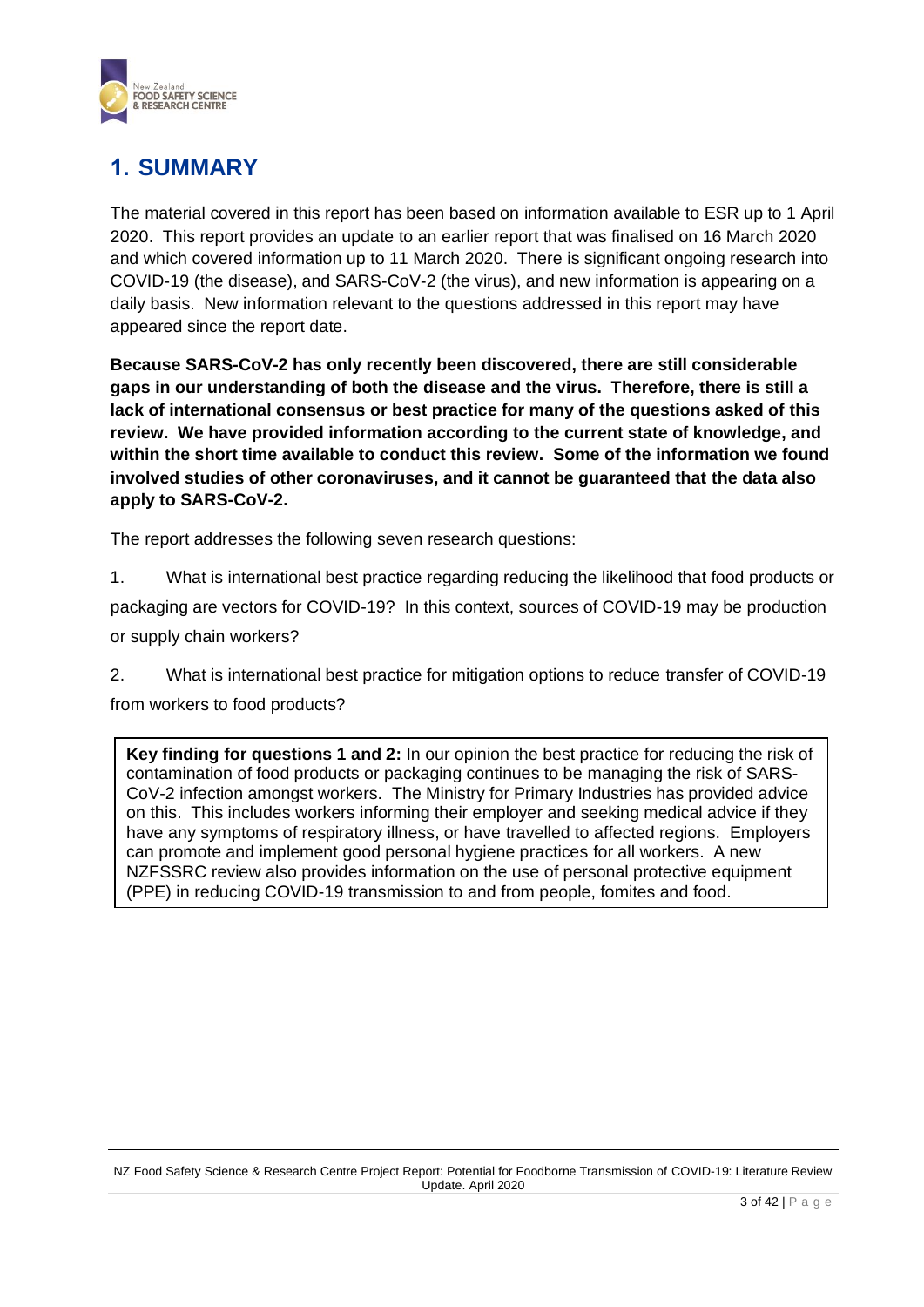# 1. SUMMARY

The material covered in this report has been based on information available to ESR up to 1 April 2020. This report provides an update to an earlier report that was finalised on 16 March 2020 and which covered information up to 11 March 2020. There is significant ongoing research into COVID-19 (the disease), and SARS-CoV-2 (the virus), and new information is appearing on a daily basis. New information relevant to the questions addressed in this report may have appeared since the report date.

**Because SARS-CoV-2 has only recently been discovered, there are still considerable gaps in our understanding of both the disease and the virus. Therefore, there is still a lack of international consensus or best practice for many of the questions asked of this review. We have provided information according to the current state of knowledge, and within the short time available to conduct this review. Some of the information we found involved studies of other coronaviruses, and it cannot be guaranteed that the data also apply to SARS-CoV-2.**

The report addresses the following seven research questions:

1. What is international best practice regarding reducing the likelihood that food products or packaging are vectors for COVID-19? In this context, sources of COVID-19 may be production or supply chain workers?

2. What is international best practice for mitigation options to reduce transfer of COVID-19 from workers to food products?

> **Key finding for questions 1 and 2:** In our opinion the best practice for reducing the risk of contamination of food products or packaging continues to be managing the risk of SARS-CoV-2 infection amongst workers. The Ministry for Primary Industries has provided advice on this. This includes workers informing their employer and seeking medical advice if they have any symptoms of respiratory illness, or have travelled to affected regions. Employers can promote and implement good personal hygiene practices for all workers. A new NZFSSRC review also provides information on the use of personal protective equipment (PPE) in reducing COVID-19 transmission to and from people, fomites and food.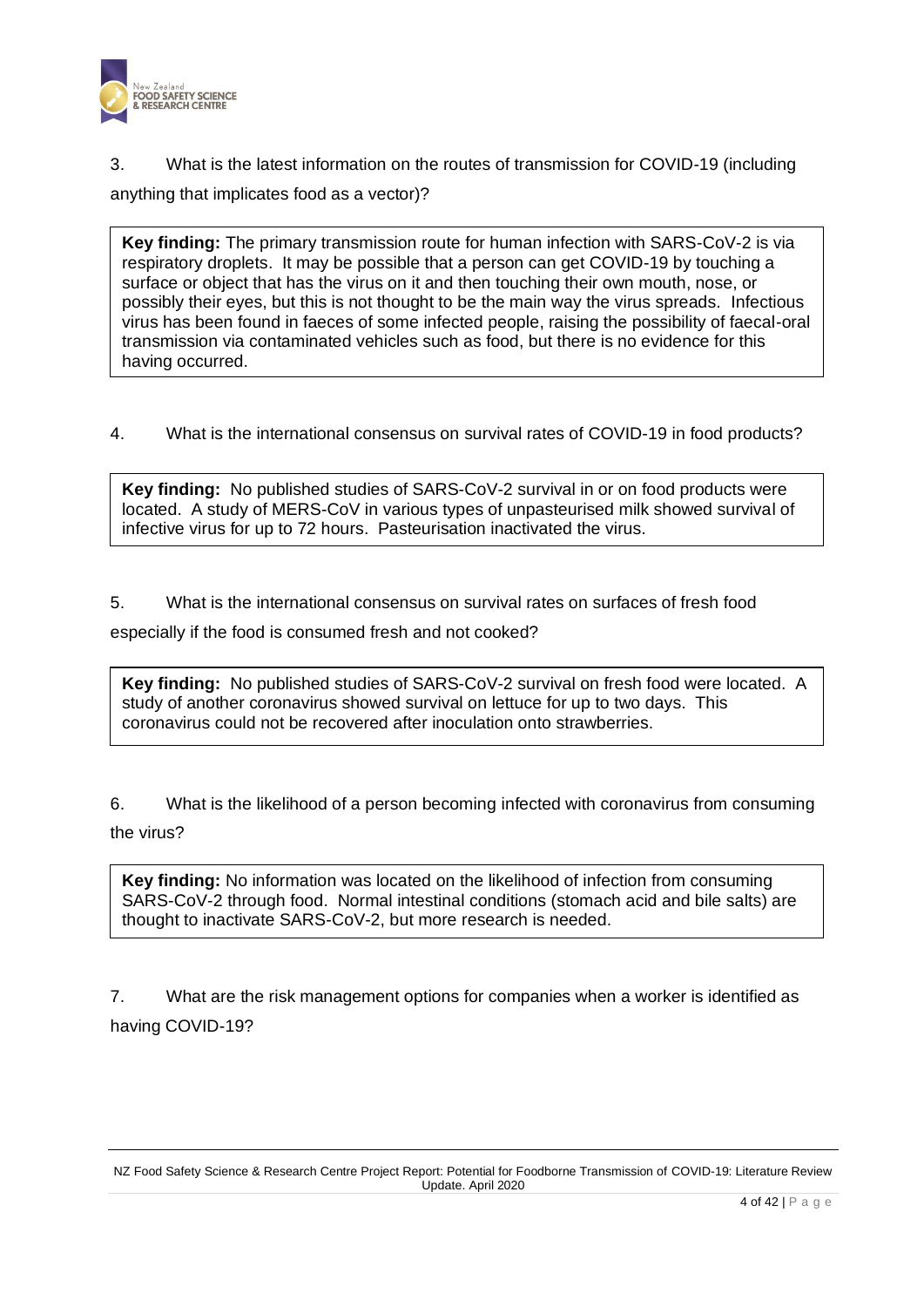3. What is the latest information on the routes of transmission for COVID-19 (including anything that implicates food as a vector)?

> **Key finding:** The primary transmission route for human infection with SARS-CoV-2 is via respiratory droplets. It may be possible that a person can get COVID-19 by touching a surface or object that has the virus on it and then touching their own mouth, nose, or possibly their eyes, but this is not thought to be the main way the virus spreads. Infectious virus has been found in faeces of some infected people, raising the possibility of faecal-oral transmission via contaminated vehicles such as food, but there is no evidence for this having occurred.

4. What is the international consensus on survival rates of COVID-19 in food products?

> **Key finding:** No published studies of SARS-CoV-2 survival in or on food products were located. A study of MERS-CoV in various types of unpasteurised milk showed survival of infective virus for up to 72 hours. Pasteurisation inactivated the virus.

5. What is the international consensus on survival rates on surfaces of fresh food especially if the food is consumed fresh and not cooked?

> **Key finding:** No published studies of SARS-CoV-2 survival on fresh food were located. A study of another coronavirus showed survival on lettuce for up to two days. This coronavirus could not be recovered after inoculation onto strawberries.

6. What is the likelihood of a person becoming infected with coronavirus from consuming the virus?

> **Key finding:** No information was located on the likelihood of infection from consuming SARS-CoV-2 through food. Normal intestinal conditions (stomach acid and bile salts) are thought to inactivate SARS-CoV-2, but more research is needed.

7. What are the risk management options for companies when a worker is identified as having COVID-19?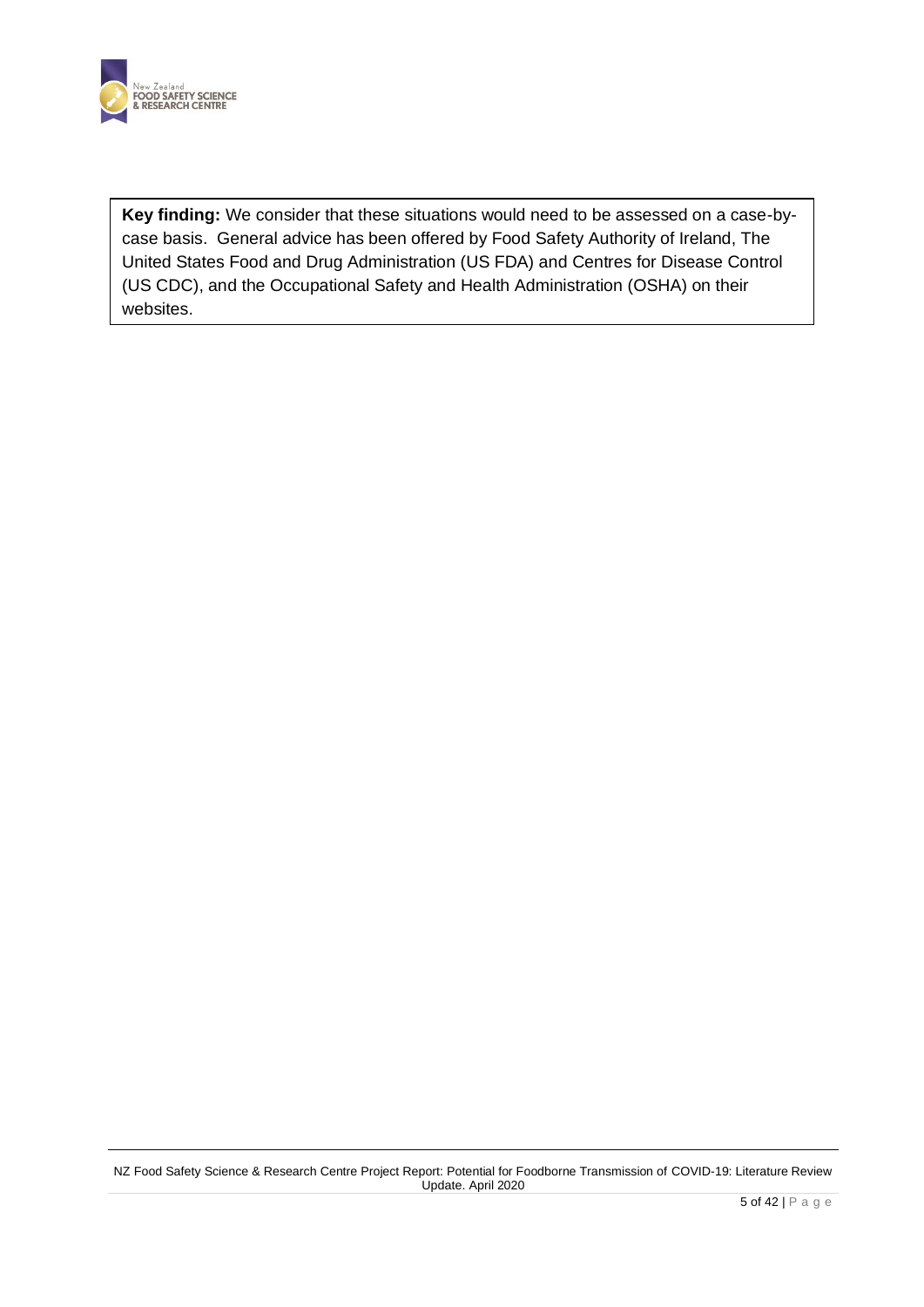**Key finding:** We consider that these situations would need to be assessed on a case-by-case basis. General advice has been offered by Food Safety Authority of Ireland, The United States Food and Drug Administration (US FDA) and Centres for Disease Control (US CDC), and the Occupational Safety and Health Administration (OSHA) on their websites.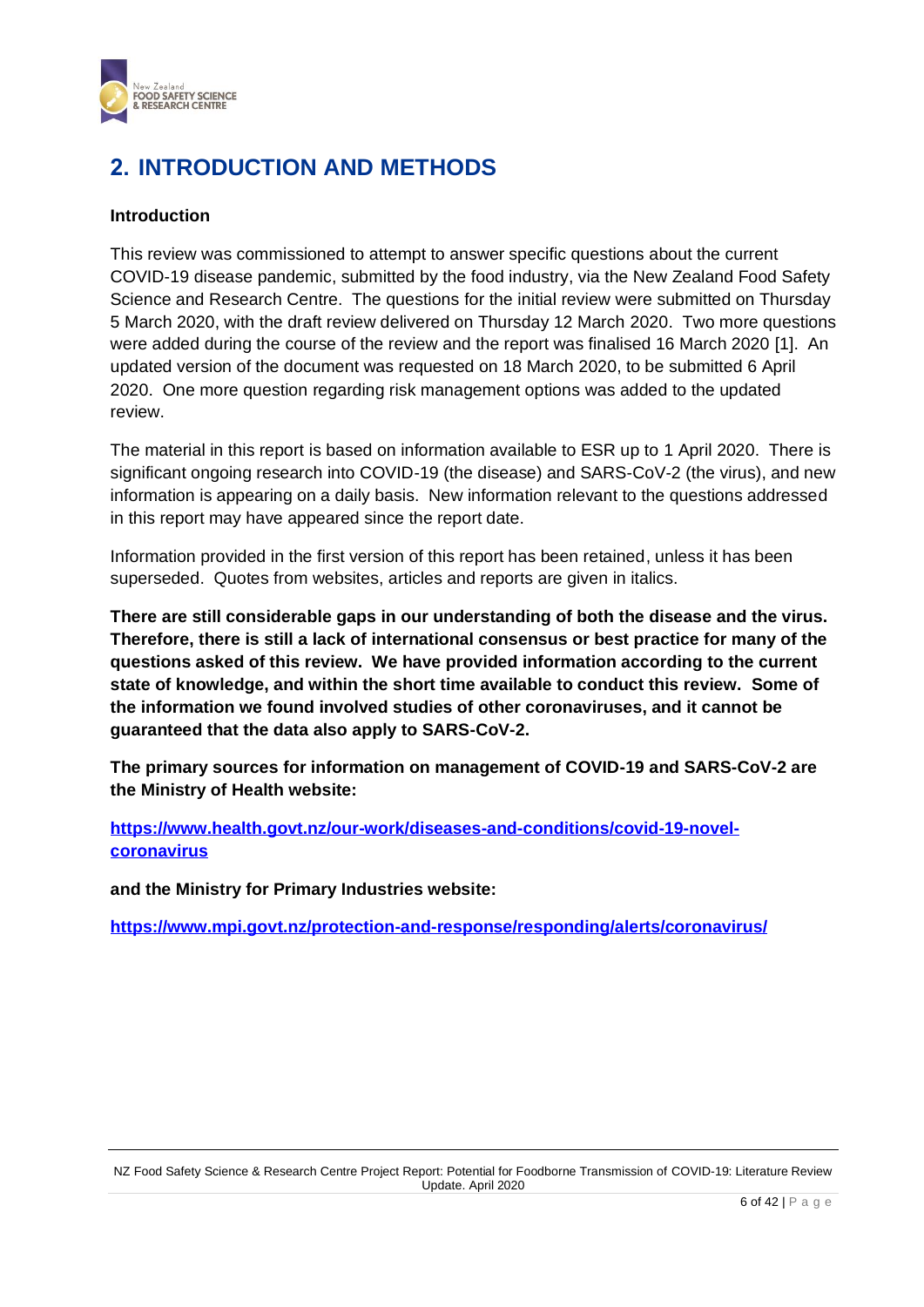# 2. INTRODUCTION AND METHODS

**Introduction**

This review was commissioned to attempt to answer specific questions about the current COVID-19 disease pandemic, submitted by the food industry, via the New Zealand Food Safety Science and Research Centre. The questions for the initial review were submitted on Thursday 5 March 2020, with the draft review delivered on Thursday 12 March 2020. Two more questions were added during the course of the review and the report was finalised 16 March 2020 [1]. An updated version of the document was requested on 18 March 2020, to be submitted 6 April 2020. One more question regarding risk management options was added to the updated review.

The material in this report is based on information available to ESR up to 1 April 2020. There is significant ongoing research into COVID-19 (the disease) and SARS-CoV-2 (the virus), and new information is appearing on a daily basis. New information relevant to the questions addressed in this report may have appeared since the report date.

Information provided in the first version of this report has been retained, unless it has been superseded. Quotes from websites, articles and reports are given in italics.

**There are still considerable gaps in our understanding of both the disease and the virus. Therefore, there is still a lack of international consensus or best practice for many of the questions asked of this review. We have provided information according to the current state of knowledge, and within the short time available to conduct this review. Some of the information we found involved studies of other coronaviruses, and it cannot be guaranteed that the data also apply to SARS-CoV-2.**

**The primary sources for information on management of COVID-19 and SARS-CoV-2 are the Ministry of Health website:**

**https://www.health.govt.nz/our-work/diseases-and-conditions/covid-19-novel-coronavirus**

**and the Ministry for Primary Industries website:**

**https://www.mpi.govt.nz/protection-and-response/responding/alerts/coronavirus/**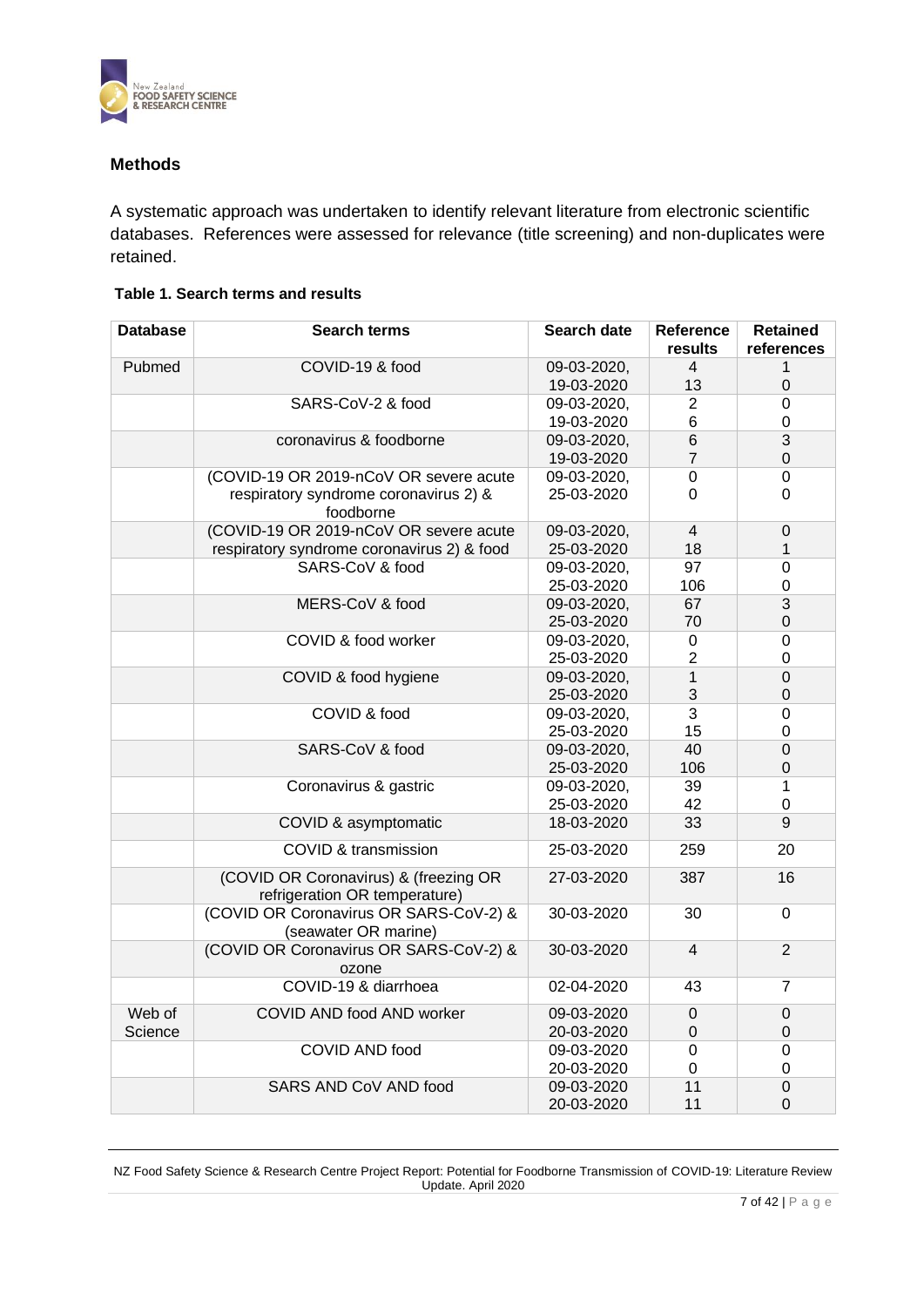## Methods

A systematic approach was undertaken to identify relevant literature from electronic scientific databases. References were assessed for relevance (title screening) and non-duplicates were retained.

**Table 1. Search terms and results**

| Database | Search terms | Search date | Reference results | Retained references |
|---|---|---|---|---|
| Pubmed | COVID-19 & food | 09-03-2020, 19-03-2020 | 4 13 | 1 0 |
| | SARS-CoV-2 & food | 09-03-2020, 19-03-2020 | 2 6 | 0 0 |
| | coronavirus & foodborne | 09-03-2020, 19-03-2020 | 6 7 | 3 0 |
| | (COVID-19 OR 2019-nCoV OR severe acute respiratory syndrome coronavirus 2) & foodborne | 09-03-2020, 25-03-2020 | 0 0 | 0 0 |
| | (COVID-19 OR 2019-nCoV OR severe acute respiratory syndrome coronavirus 2) & food | 09-03-2020, 25-03-2020 | 4 18 | 0 1 |
| | SARS-CoV & food | 09-03-2020, 25-03-2020 | 97 106 | 0 0 |
| | MERS-CoV & food | 09-03-2020, 25-03-2020 | 67 70 | 3 0 |
| | COVID & food worker | 09-03-2020, 25-03-2020 | 0 2 | 0 0 |
| | COVID & food hygiene | 09-03-2020, 25-03-2020 | 1 3 | 0 0 |
| | COVID & food | 09-03-2020, 25-03-2020 | 3 15 | 0 0 |
| | SARS-CoV & food | 09-03-2020, 25-03-2020 | 40 106 | 0 0 |
| | Coronavirus & gastric | 09-03-2020, 25-03-2020 | 39 42 | 1 0 |
| | COVID & asymptomatic | 18-03-2020 | 33 | 9 |
| | COVID & transmission | 25-03-2020 | 259 | 20 |
| | (COVID OR Coronavirus) & (freezing OR refrigeration OR temperature) | 27-03-2020 | 387 | 16 |
| | (COVID OR Coronavirus OR SARS-CoV-2) & (seawater OR marine) | 30-03-2020 | 30 | 0 |
| | (COVID OR Coronavirus OR SARS-CoV-2) & ozone | 30-03-2020 | 4 | 2 |
| | COVID-19 & diarrhoea | 02-04-2020 | 43 | 7 |
| Web of Science | COVID AND food AND worker | 09-03-2020 20-03-2020 | 0 0 | 0 0 |
| | COVID AND food | 09-03-2020 20-03-2020 | 0 0 | 0 0 |
| | SARS AND CoV AND food | 09-03-2020 20-03-2020 | 11 11 | 0 0 |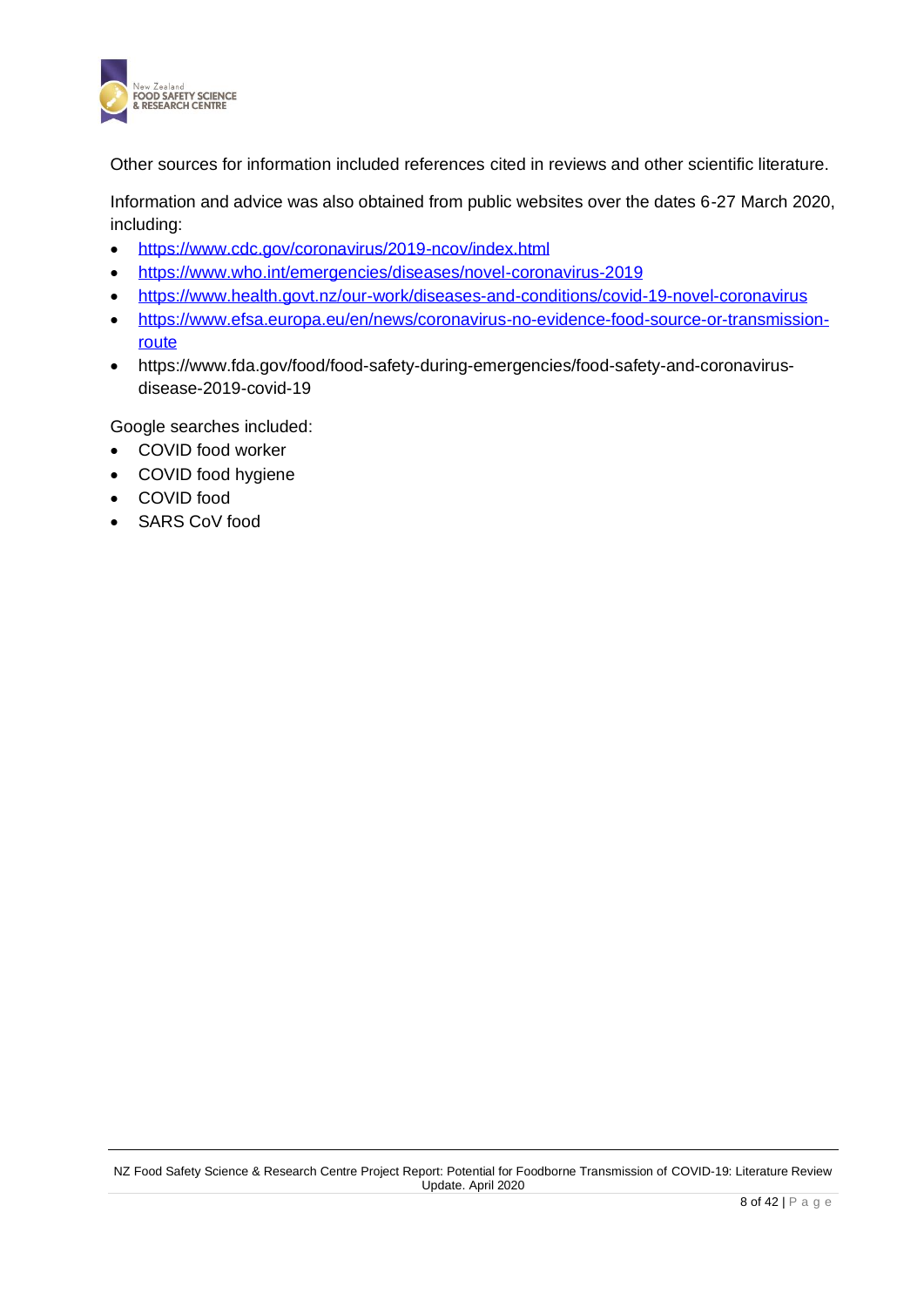Other sources for information included references cited in reviews and other scientific literature.

Information and advice was also obtained from public websites over the dates 6-27 March 2020, including:

- https://www.cdc.gov/coronavirus/2019-ncov/index.html
- https://www.who.int/emergencies/diseases/novel-coronavirus-2019
- https://www.health.govt.nz/our-work/diseases-and-conditions/covid-19-novel-coronavirus
- https://www.efsa.europa.eu/en/news/coronavirus-no-evidence-food-source-or-transmission-route
- https://www.fda.gov/food/food-safety-during-emergencies/food-safety-and-coronavirus-disease-2019-covid-19

Google searches included:

- COVID food worker
- COVID food hygiene
- COVID food
- SARS CoV food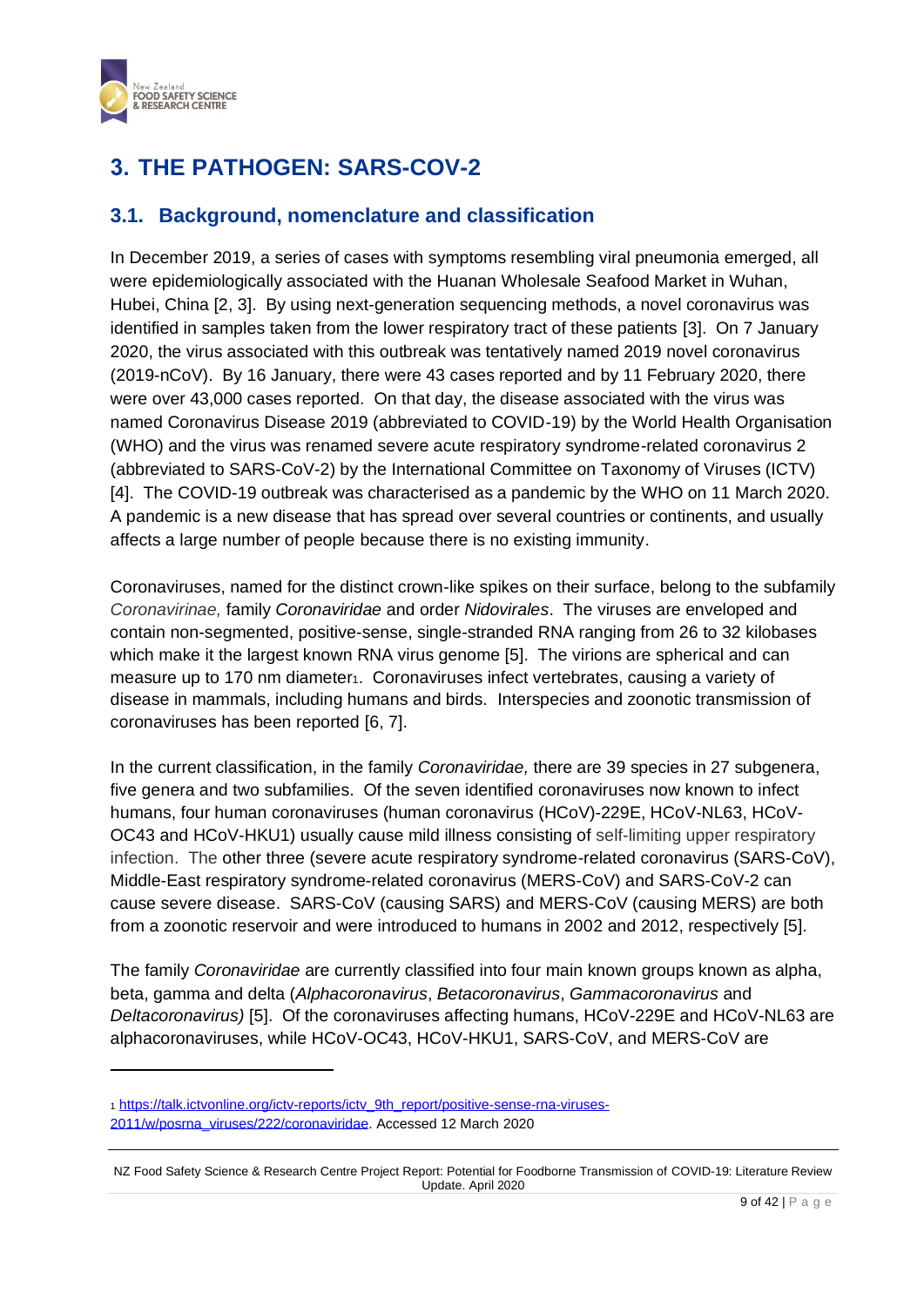# 3. THE PATHOGEN: SARS-COV-2

## 3.1. Background, nomenclature and classification

In December 2019, a series of cases with symptoms resembling viral pneumonia emerged, all were epidemiologically associated with the Huanan Wholesale Seafood Market in Wuhan, Hubei, China [2, 3]. By using next-generation sequencing methods, a novel coronavirus was identified in samples taken from the lower respiratory tract of these patients [3]. On 7 January 2020, the virus associated with this outbreak was tentatively named 2019 novel coronavirus (2019-nCoV). By 16 January, there were 43 cases reported and by 11 February 2020, there were over 43,000 cases reported. On that day, the disease associated with the virus was named Coronavirus Disease 2019 (abbreviated to COVID-19) by the World Health Organisation (WHO) and the virus was renamed severe acute respiratory syndrome-related coronavirus 2 (abbreviated to SARS-CoV-2) by the International Committee on Taxonomy of Viruses (ICTV) [4]. The COVID-19 outbreak was characterised as a pandemic by the WHO on 11 March 2020. A pandemic is a new disease that has spread over several countries or continents, and usually affects a large number of people because there is no existing immunity.

Coronaviruses, named for the distinct crown-like spikes on their surface, belong to the subfamily *Coronavirinae,* family *Coronaviridae* and order *Nidovirales*. The viruses are enveloped and contain non-segmented, positive-sense, single-stranded RNA ranging from 26 to 32 kilobases which make it the largest known RNA virus genome [5]. The virions are spherical and can measure up to 170 nm diameter[1]. Coronaviruses infect vertebrates, causing a variety of disease in mammals, including humans and birds. Interspecies and zoonotic transmission of coronaviruses has been reported [6, 7].

In the current classification, in the family *Coronaviridae,* there are 39 species in 27 subgenera, five genera and two subfamilies. Of the seven identified coronaviruses now known to infect humans, four human coronaviruses (human coronavirus (HCoV)-229E, HCoV-NL63, HCoV-OC43 and HCoV-HKU1) usually cause mild illness consisting of self-limiting upper respiratory infection. The other three (severe acute respiratory syndrome-related coronavirus (SARS-CoV), Middle-East respiratory syndrome-related coronavirus (MERS-CoV) and SARS-CoV-2 can cause severe disease. SARS-CoV (causing SARS) and MERS-CoV (causing MERS) are both from a zoonotic reservoir and were introduced to humans in 2002 and 2012, respectively [5].

The family *Coronaviridae* are currently classified into four main known groups known as alpha, beta, gamma and delta (*Alphacoronavirus*, *Betacoronavirus*, *Gammacoronavirus* and *Deltacoronavirus)* [5]. Of the coronaviruses affecting humans, HCoV-229E and HCoV-NL63 are alphacoronaviruses, while HCoV-OC43, HCoV-HKU1, SARS-CoV, and MERS-CoV are

---

[1] https://talk.ictvonline.org/ictv-reports/ictv_9th_report/positive-sense-rna-viruses-2011/w/posrna_viruses/222/coronaviridae. Accessed 12 March 2020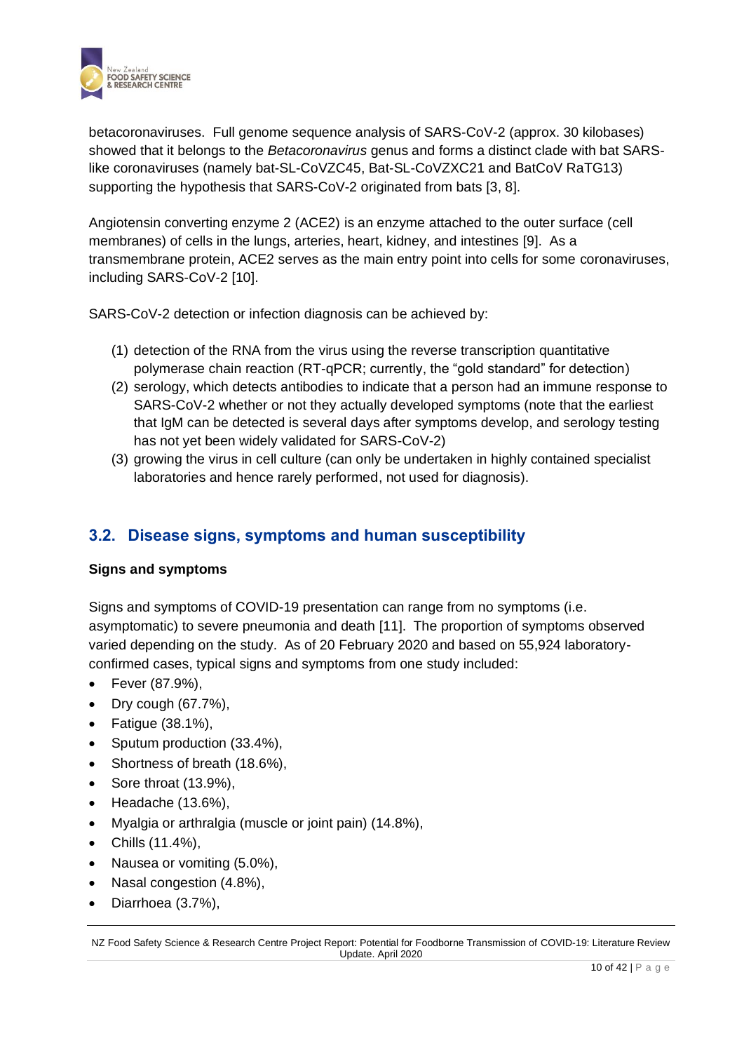betacoronaviruses. Full genome sequence analysis of SARS-CoV-2 (approx. 30 kilobases) showed that it belongs to the *Betacoronavirus* genus and forms a distinct clade with bat SARS-like coronaviruses (namely bat-SL-CoVZC45, Bat-SL-CoVZXC21 and BatCoV RaTG13) supporting the hypothesis that SARS-CoV-2 originated from bats [3, 8].

Angiotensin converting enzyme 2 (ACE2) is an enzyme attached to the outer surface (cell membranes) of cells in the lungs, arteries, heart, kidney, and intestines [9]. As a transmembrane protein, ACE2 serves as the main entry point into cells for some coronaviruses, including SARS-CoV-2 [10].

SARS-CoV-2 detection or infection diagnosis can be achieved by:

(1) detection of the RNA from the virus using the reverse transcription quantitative polymerase chain reaction (RT-qPCR; currently, the "gold standard" for detection)
(2) serology, which detects antibodies to indicate that a person had an immune response to SARS-CoV-2 whether or not they actually developed symptoms (note that the earliest that IgM can be detected is several days after symptoms develop, and serology testing has not yet been widely validated for SARS-CoV-2)
(3) growing the virus in cell culture (can only be undertaken in highly contained specialist laboratories and hence rarely performed, not used for diagnosis).

## 3.2. Disease signs, symptoms and human susceptibility

**Signs and symptoms**

Signs and symptoms of COVID-19 presentation can range from no symptoms (i.e. asymptomatic) to severe pneumonia and death [11]. The proportion of symptoms observed varied depending on the study. As of 20 February 2020 and based on 55,924 laboratory-confirmed cases, typical signs and symptoms from one study included:

- Fever (87.9%),
- Dry cough (67.7%),
- Fatigue (38.1%),
- Sputum production (33.4%),
- Shortness of breath (18.6%),
- Sore throat (13.9%),
- Headache (13.6%),
- Myalgia or arthralgia (muscle or joint pain) (14.8%),
- Chills (11.4%),
- Nausea or vomiting (5.0%),
- Nasal congestion (4.8%),
- Diarrhoea (3.7%),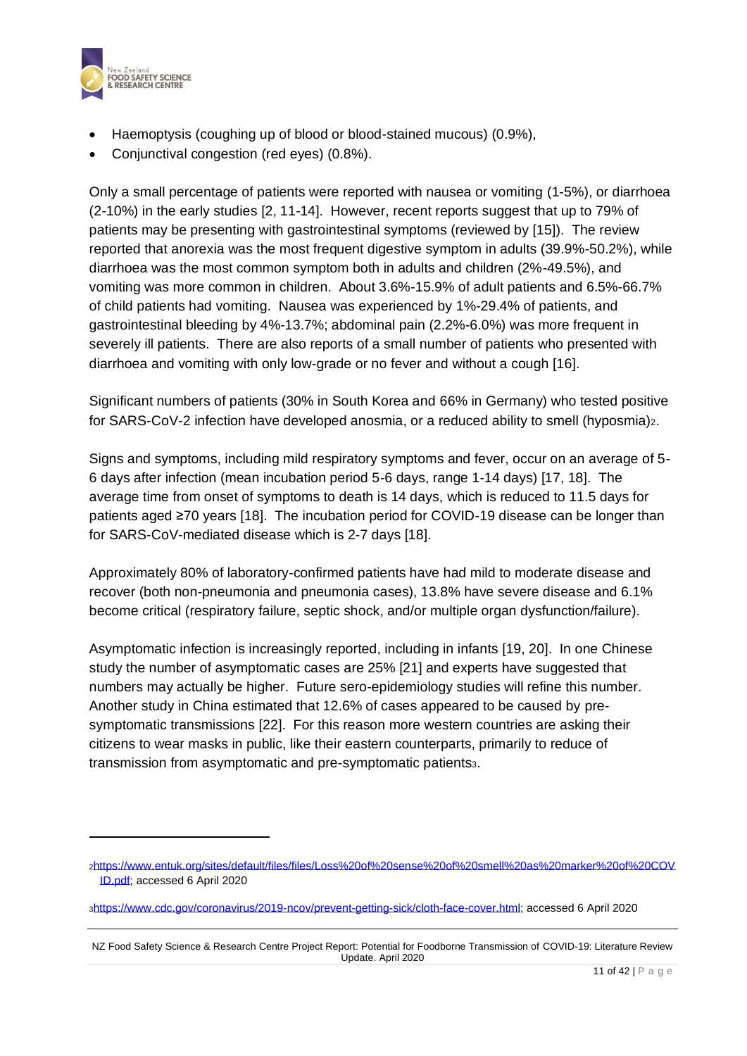- Haemoptysis (coughing up of blood or blood-stained mucous) (0.9%),
- Conjunctival congestion (red eyes) (0.8%).

Only a small percentage of patients were reported with nausea or vomiting (1-5%), or diarrhoea (2-10%) in the early studies [2, 11-14]. However, recent reports suggest that up to 79% of patients may be presenting with gastrointestinal symptoms (reviewed by [15]). The review reported that anorexia was the most frequent digestive symptom in adults (39.9%-50.2%), while diarrhoea was the most common symptom both in adults and children (2%-49.5%), and vomiting was more common in children. About 3.6%-15.9% of adult patients and 6.5%-66.7% of child patients had vomiting. Nausea was experienced by 1%-29.4% of patients, and gastrointestinal bleeding by 4%-13.7%; abdominal pain (2.2%-6.0%) was more frequent in severely ill patients. There are also reports of a small number of patients who presented with diarrhoea and vomiting with only low-grade or no fever and without a cough [16].

Significant numbers of patients (30% in South Korea and 66% in Germany) who tested positive for SARS-CoV-2 infection have developed anosmia, or a reduced ability to smell (hyposmia)[2].

Signs and symptoms, including mild respiratory symptoms and fever, occur on an average of 5-6 days after infection (mean incubation period 5-6 days, range 1-14 days) [17, 18]. The average time from onset of symptoms to death is 14 days, which is reduced to 11.5 days for patients aged ≥70 years [18]. The incubation period for COVID-19 disease can be longer than for SARS-CoV-mediated disease which is 2-7 days [18].

Approximately 80% of laboratory-confirmed patients have had mild to moderate disease and recover (both non-pneumonia and pneumonia cases), 13.8% have severe disease and 6.1% become critical (respiratory failure, septic shock, and/or multiple organ dysfunction/failure).

Asymptomatic infection is increasingly reported, including in infants [19, 20]. In one Chinese study the number of asymptomatic cases are 25% [21] and experts have suggested that numbers may actually be higher. Future sero-epidemiology studies will refine this number. Another study in China estimated that 12.6% of cases appeared to be caused by pre-symptomatic transmissions [22]. For this reason more western countries are asking their citizens to wear masks in public, like their eastern counterparts, primarily to reduce of transmission from asymptomatic and pre-symptomatic patients[3].

---

[2] https://www.entuk.org/sites/default/files/files/Loss%20of%20sense%20of%20smell%20as%20marker%20of%20COVID.pdf; accessed 6 April 2020

[3] https://www.cdc.gov/coronavirus/2019-ncov/prevent-getting-sick/cloth-face-cover.html; accessed 6 April 2020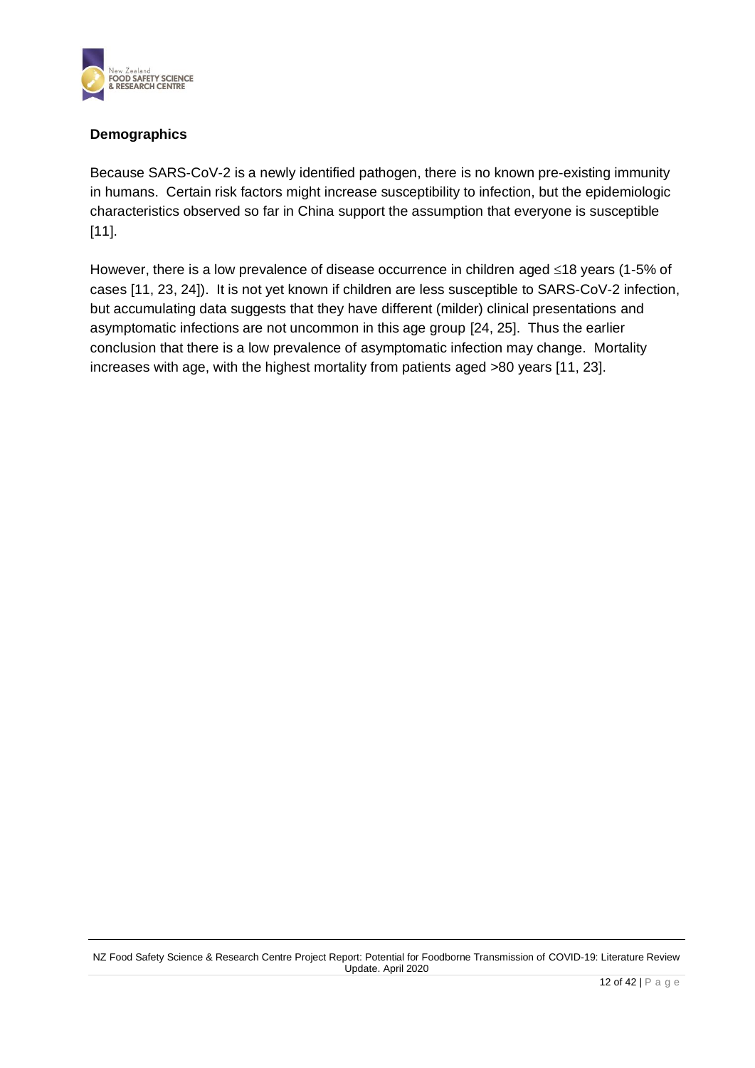### Demographics

Because SARS-CoV-2 is a newly identified pathogen, there is no known pre-existing immunity in humans. Certain risk factors might increase susceptibility to infection, but the epidemiologic characteristics observed so far in China support the assumption that everyone is susceptible [11].

However, there is a low prevalence of disease occurrence in children aged ≤18 years (1-5% of cases [11, 23, 24]). It is not yet known if children are less susceptible to SARS-CoV-2 infection, but accumulating data suggests that they have different (milder) clinical presentations and asymptomatic infections are not uncommon in this age group [24, 25]. Thus the earlier conclusion that there is a low prevalence of asymptomatic infection may change. Mortality increases with age, with the highest mortality from patients aged >80 years [11, 23].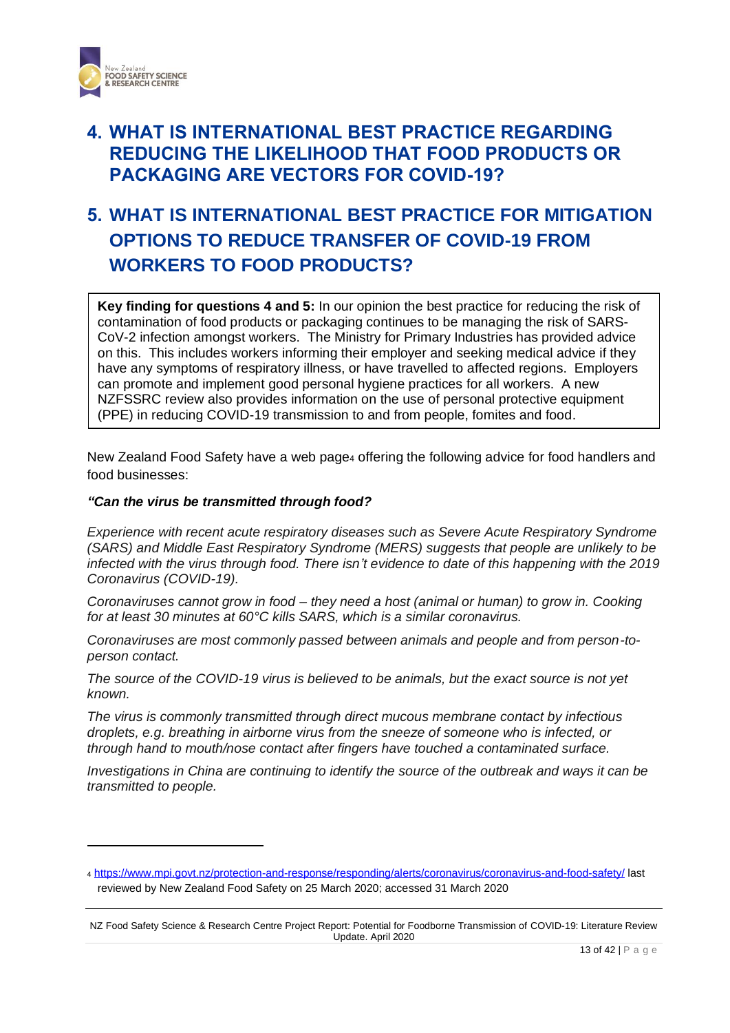## 4. WHAT IS INTERNATIONAL BEST PRACTICE REGARDING REDUCING THE LIKELIHOOD THAT FOOD PRODUCTS OR PACKAGING ARE VECTORS FOR COVID-19?

## 5. WHAT IS INTERNATIONAL BEST PRACTICE FOR MITIGATION OPTIONS TO REDUCE TRANSFER OF COVID-19 FROM WORKERS TO FOOD PRODUCTS?

**Key finding for questions 4 and 5:** In our opinion the best practice for reducing the risk of contamination of food products or packaging continues to be managing the risk of SARS-CoV-2 infection amongst workers. The Ministry for Primary Industries has provided advice on this. This includes workers informing their employer and seeking medical advice if they have any symptoms of respiratory illness, or have travelled to affected regions. Employers can promote and implement good personal hygiene practices for all workers. A new NZFSSRC review also provides information on the use of personal protective equipment (PPE) in reducing COVID-19 transmission to and from people, fomites and food.

New Zealand Food Safety have a web page[4] offering the following advice for food handlers and food businesses:

***"Can the virus be transmitted through food?***

*Experience with recent acute respiratory diseases such as Severe Acute Respiratory Syndrome (SARS) and Middle East Respiratory Syndrome (MERS) suggests that people are unlikely to be infected with the virus through food. There isn't evidence to date of this happening with the 2019 Coronavirus (COVID-19).*

*Coronaviruses cannot grow in food – they need a host (animal or human) to grow in. Cooking for at least 30 minutes at 60°C kills SARS, which is a similar coronavirus.*

*Coronaviruses are most commonly passed between animals and people and from person-to-person contact.*

*The source of the COVID-19 virus is believed to be animals, but the exact source is not yet known.*

*The virus is commonly transmitted through direct mucous membrane contact by infectious droplets, e.g. breathing in airborne virus from the sneeze of someone who is infected, or through hand to mouth/nose contact after fingers have touched a contaminated surface.*

*Investigations in China are continuing to identify the source of the outbreak and ways it can be transmitted to people.*

---

[4] https://www.mpi.govt.nz/protection-and-response/responding/alerts/coronavirus/coronavirus-and-food-safety/ last reviewed by New Zealand Food Safety on 25 March 2020; accessed 31 March 2020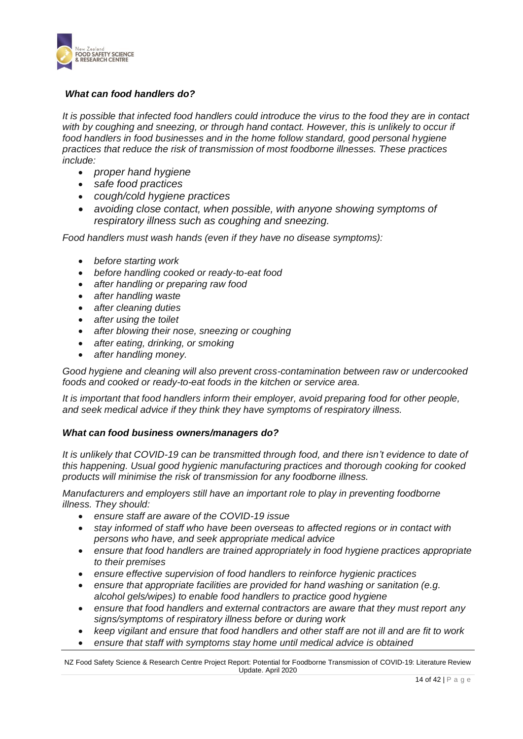### *What can food handlers do?*

*It is possible that infected food handlers could introduce the virus to the food they are in contact with by coughing and sneezing, or through hand contact. However, this is unlikely to occur if food handlers in food businesses and in the home follow standard, good personal hygiene practices that reduce the risk of transmission of most foodborne illnesses. These practices include:*

- *proper hand hygiene*
- *safe food practices*
- *cough/cold hygiene practices*
- *avoiding close contact, when possible, with anyone showing symptoms of respiratory illness such as coughing and sneezing.*

*Food handlers must wash hands (even if they have no disease symptoms):*

- *before starting work*
- *before handling cooked or ready-to-eat food*
- *after handling or preparing raw food*
- *after handling waste*
- *after cleaning duties*
- *after using the toilet*
- *after blowing their nose, sneezing or coughing*
- *after eating, drinking, or smoking*
- *after handling money.*

*Good hygiene and cleaning will also prevent cross-contamination between raw or undercooked foods and cooked or ready-to-eat foods in the kitchen or service area.*

*It is important that food handlers inform their employer, avoid preparing food for other people, and seek medical advice if they think they have symptoms of respiratory illness.*

### *What can food business owners/managers do?*

*It is unlikely that COVID-19 can be transmitted through food, and there isn't evidence to date of this happening. Usual good hygienic manufacturing practices and thorough cooking for cooked products will minimise the risk of transmission for any foodborne illness.*

*Manufacturers and employers still have an important role to play in preventing foodborne illness. They should:*

- *ensure staff are aware of the COVID-19 issue*
- *stay informed of staff who have been overseas to affected regions or in contact with persons who have, and seek appropriate medical advice*
- *ensure that food handlers are trained appropriately in food hygiene practices appropriate to their premises*
- *ensure effective supervision of food handlers to reinforce hygienic practices*
- *ensure that appropriate facilities are provided for hand washing or sanitation (e.g. alcohol gels/wipes) to enable food handlers to practice good hygiene*
- *ensure that food handlers and external contractors are aware that they must report any signs/symptoms of respiratory illness before or during work*
- *keep vigilant and ensure that food handlers and other staff are not ill and are fit to work*
- *ensure that staff with symptoms stay home until medical advice is obtained*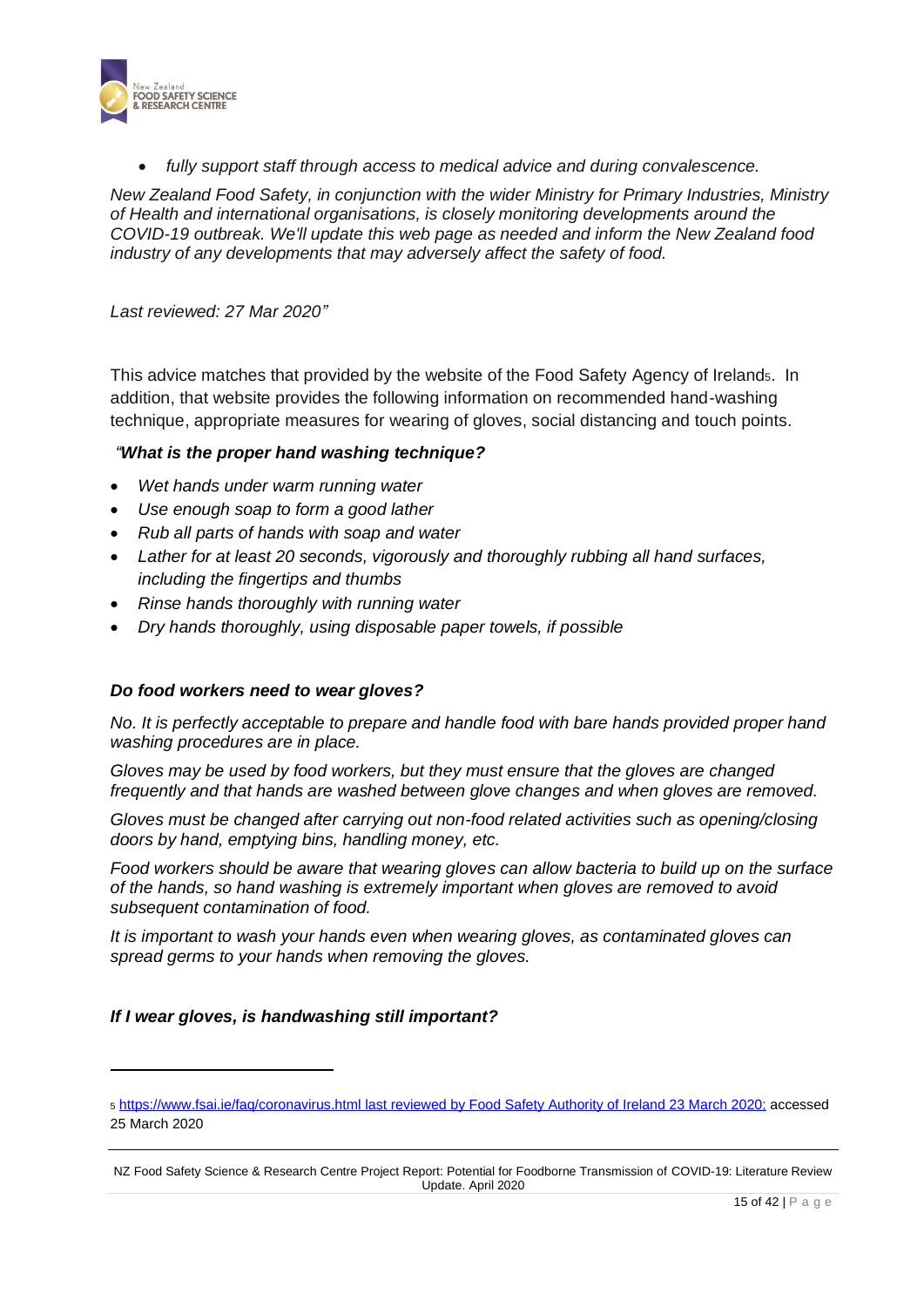- *fully support staff through access to medical advice and during convalescence.*

*New Zealand Food Safety, in conjunction with the wider Ministry for Primary Industries, Ministry of Health and international organisations, is closely monitoring developments around the COVID-19 outbreak. We'll update this web page as needed and inform the New Zealand food industry of any developments that may adversely affect the safety of food.*

*Last reviewed: 27 Mar 2020"*

This advice matches that provided by the website of the Food Safety Agency of Ireland[5]. In addition, that website provides the following information on recommended hand-washing technique, appropriate measures for wearing of gloves, social distancing and touch points.

*"**What is the proper hand washing technique?***

- *Wet hands under warm running water*
- *Use enough soap to form a good lather*
- *Rub all parts of hands with soap and water*
- *Lather for at least 20 seconds, vigorously and thoroughly rubbing all hand surfaces, including the fingertips and thumbs*
- *Rinse hands thoroughly with running water*
- *Dry hands thoroughly, using disposable paper towels, if possible*

***Do food workers need to wear gloves?***

*No. It is perfectly acceptable to prepare and handle food with bare hands provided proper hand washing procedures are in place.*

*Gloves may be used by food workers, but they must ensure that the gloves are changed frequently and that hands are washed between glove changes and when gloves are removed.*

*Gloves must be changed after carrying out non-food related activities such as opening/closing doors by hand, emptying bins, handling money, etc.*

*Food workers should be aware that wearing gloves can allow bacteria to build up on the surface of the hands, so hand washing is extremely important when gloves are removed to avoid subsequent contamination of food.*

*It is important to wash your hands even when wearing gloves, as contaminated gloves can spread germs to your hands when removing the gloves.*

***If I wear gloves, is handwashing still important?***

---

[5] https://www.fsai.ie/faq/coronavirus.html last reviewed by Food Safety Authority of Ireland 23 March 2020; accessed 25 March 2020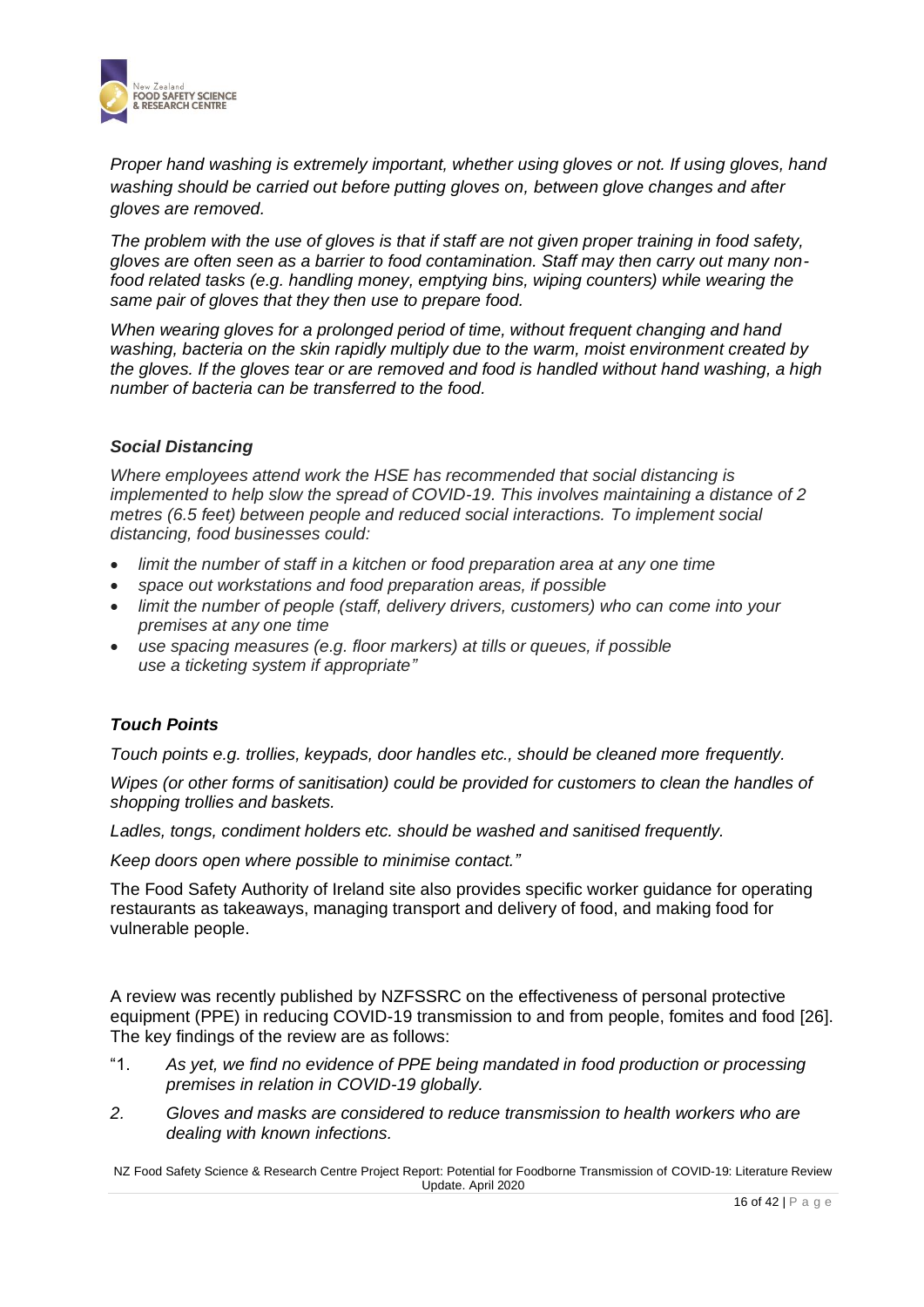*Proper hand washing is extremely important, whether using gloves or not. If using gloves, hand washing should be carried out before putting gloves on, between glove changes and after gloves are removed.*

*The problem with the use of gloves is that if staff are not given proper training in food safety, gloves are often seen as a barrier to food contamination. Staff may then carry out many non-food related tasks (e.g. handling money, emptying bins, wiping counters) while wearing the same pair of gloves that they then use to prepare food.*

*When wearing gloves for a prolonged period of time, without frequent changing and hand washing, bacteria on the skin rapidly multiply due to the warm, moist environment created by the gloves. If the gloves tear or are removed and food is handled without hand washing, a high number of bacteria can be transferred to the food.*

***Social Distancing***

*Where employees attend work the HSE has recommended that social distancing is implemented to help slow the spread of COVID-19. This involves maintaining a distance of 2 metres (6.5 feet) between people and reduced social interactions. To implement social distancing, food businesses could:*

- *limit the number of staff in a kitchen or food preparation area at any one time*
- *space out workstations and food preparation areas, if possible*
- *limit the number of people (staff, delivery drivers, customers) who can come into your premises at any one time*
- *use spacing measures (e.g. floor markers) at tills or queues, if possible use a ticketing system if appropriate"*

***Touch Points***

*Touch points e.g. trollies, keypads, door handles etc., should be cleaned more frequently.*

*Wipes (or other forms of sanitisation) could be provided for customers to clean the handles of shopping trollies and baskets.*

*Ladles, tongs, condiment holders etc. should be washed and sanitised frequently.*

*Keep doors open where possible to minimise contact."*

The Food Safety Authority of Ireland site also provides specific worker guidance for operating restaurants as takeaways, managing transport and delivery of food, and making food for vulnerable people.

A review was recently published by NZFSSRC on the effectiveness of personal protective equipment (PPE) in reducing COVID-19 transmission to and from people, fomites and food [26]. The key findings of the review are as follows:

"1. *As yet, we find no evidence of PPE being mandated in food production or processing premises in relation in COVID-19 globally.*

*2. Gloves and masks are considered to reduce transmission to health workers who are dealing with known infections.*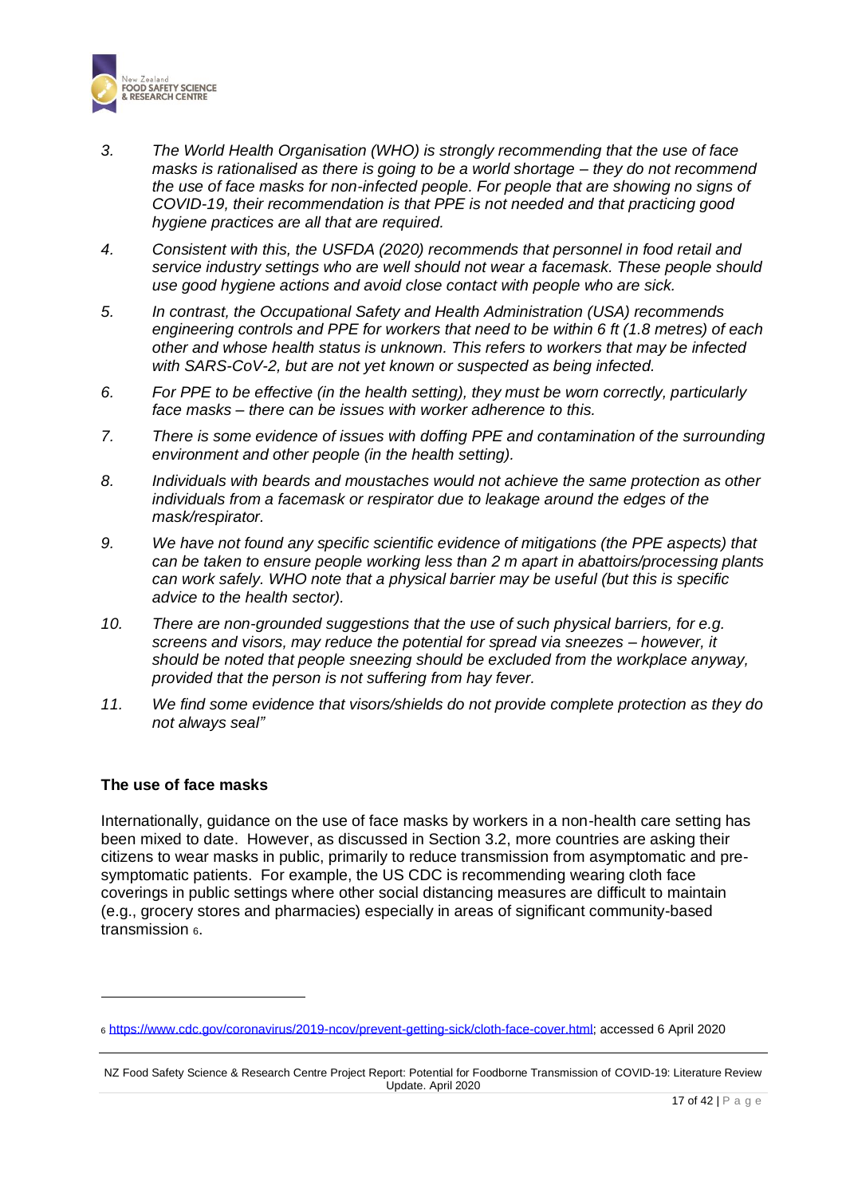3. *The World Health Organisation (WHO) is strongly recommending that the use of face masks is rationalised as there is going to be a world shortage – they do not recommend the use of face masks for non-infected people. For people that are showing no signs of COVID-19, their recommendation is that PPE is not needed and that practicing good hygiene practices are all that are required.*

4. *Consistent with this, the USFDA (2020) recommends that personnel in food retail and service industry settings who are well should not wear a facemask. These people should use good hygiene actions and avoid close contact with people who are sick.*

5. *In contrast, the Occupational Safety and Health Administration (USA) recommends engineering controls and PPE for workers that need to be within 6 ft (1.8 metres) of each other and whose health status is unknown. This refers to workers that may be infected with SARS-CoV-2, but are not yet known or suspected as being infected.*

6. *For PPE to be effective (in the health setting), they must be worn correctly, particularly face masks – there can be issues with worker adherence to this.*

7. *There is some evidence of issues with doffing PPE and contamination of the surrounding environment and other people (in the health setting).*

8. *Individuals with beards and moustaches would not achieve the same protection as other individuals from a facemask or respirator due to leakage around the edges of the mask/respirator.*

9. *We have not found any specific scientific evidence of mitigations (the PPE aspects) that can be taken to ensure people working less than 2 m apart in abattoirs/processing plants can work safely. WHO note that a physical barrier may be useful (but this is specific advice to the health sector).*

10. *There are non-grounded suggestions that the use of such physical barriers, for e.g. screens and visors, may reduce the potential for spread via sneezes – however, it should be noted that people sneezing should be excluded from the workplace anyway, provided that the person is not suffering from hay fever.*

11. *We find some evidence that visors/shields do not provide complete protection as they do not always seal"*

**The use of face masks**

Internationally, guidance on the use of face masks by workers in a non-health care setting has been mixed to date. However, as discussed in Section 3.2, more countries are asking their citizens to wear masks in public, primarily to reduce transmission from asymptomatic and pre-symptomatic patients. For example, the US CDC is recommending wearing cloth face coverings in public settings where other social distancing measures are difficult to maintain (e.g., grocery stores and pharmacies) especially in areas of significant community-based transmission [6].

---

[6] https://www.cdc.gov/coronavirus/2019-ncov/prevent-getting-sick/cloth-face-cover.html; accessed 6 April 2020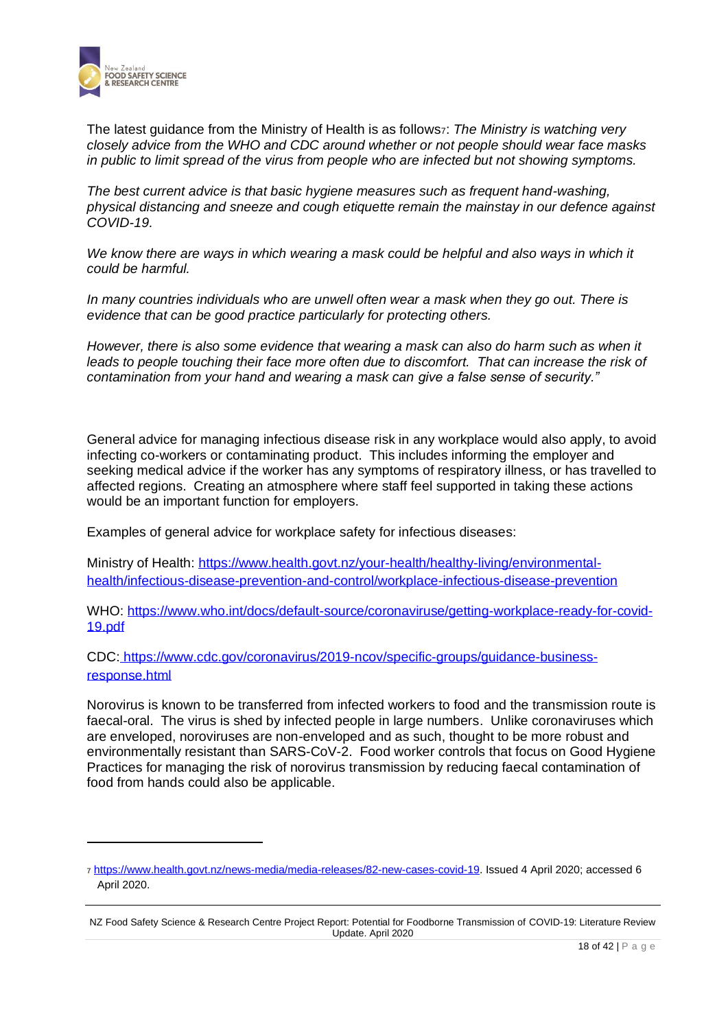The latest guidance from the Ministry of Health is as follows[7]: *The Ministry is watching very closely advice from the WHO and CDC around whether or not people should wear face masks in public to limit spread of the virus from people who are infected but not showing symptoms.*

*The best current advice is that basic hygiene measures such as frequent hand-washing, physical distancing and sneeze and cough etiquette remain the mainstay in our defence against COVID-19.*

*We know there are ways in which wearing a mask could be helpful and also ways in which it could be harmful.*

*In many countries individuals who are unwell often wear a mask when they go out. There is evidence that can be good practice particularly for protecting others.*

*However, there is also some evidence that wearing a mask can also do harm such as when it leads to people touching their face more often due to discomfort. That can increase the risk of contamination from your hand and wearing a mask can give a false sense of security."*

General advice for managing infectious disease risk in any workplace would also apply, to avoid infecting co-workers or contaminating product. This includes informing the employer and seeking medical advice if the worker has any symptoms of respiratory illness, or has travelled to affected regions. Creating an atmosphere where staff feel supported in taking these actions would be an important function for employers.

Examples of general advice for workplace safety for infectious diseases:

Ministry of Health: https://www.health.govt.nz/your-health/healthy-living/environmental-health/infectious-disease-prevention-and-control/workplace-infectious-disease-prevention

WHO: https://www.who.int/docs/default-source/coronaviruse/getting-workplace-ready-for-covid-19.pdf

CDC: https://www.cdc.gov/coronavirus/2019-ncov/specific-groups/guidance-business-response.html

Norovirus is known to be transferred from infected workers to food and the transmission route is faecal-oral. The virus is shed by infected people in large numbers. Unlike coronaviruses which are enveloped, noroviruses are non-enveloped and as such, thought to be more robust and environmentally resistant than SARS-CoV-2. Food worker controls that focus on Good Hygiene Practices for managing the risk of norovirus transmission by reducing faecal contamination of food from hands could also be applicable.

---

[7] https://www.health.govt.nz/news-media/media-releases/82-new-cases-covid-19. Issued 4 April 2020; accessed 6 April 2020.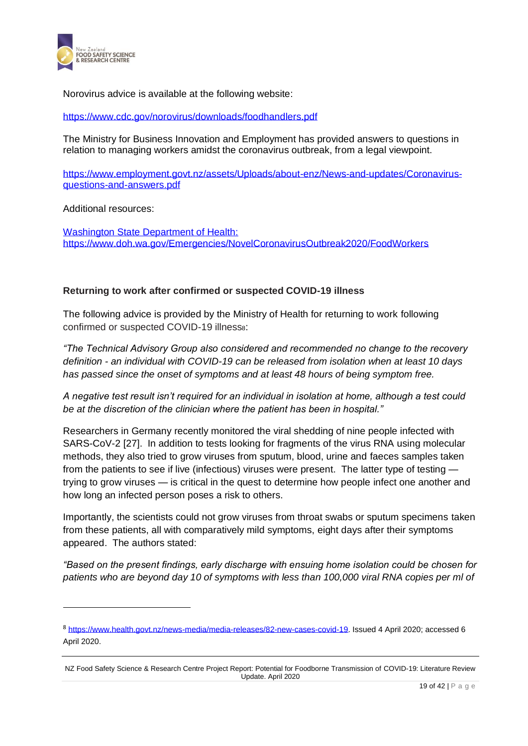Norovirus advice is available at the following website:

https://www.cdc.gov/norovirus/downloads/foodhandlers.pdf

The Ministry for Business Innovation and Employment has provided answers to questions in relation to managing workers amidst the coronavirus outbreak, from a legal viewpoint.

https://www.employment.govt.nz/assets/Uploads/about-enz/News-and-updates/Coronavirus-questions-and-answers.pdf

Additional resources:

Washington State Department of Health: https://www.doh.wa.gov/Emergencies/NovelCoronavirusOutbreak2020/FoodWorkers

**Returning to work after confirmed or suspected COVID-19 illness**

The following advice is provided by the Ministry of Health for returning to work following confirmed or suspected COVID-19 illness[8]:

*"The Technical Advisory Group also considered and recommended no change to the recovery definition - an individual with COVID-19 can be released from isolation when at least 10 days has passed since the onset of symptoms and at least 48 hours of being symptom free.*

*A negative test result isn't required for an individual in isolation at home, although a test could be at the discretion of the clinician where the patient has been in hospital."*

Researchers in Germany recently monitored the viral shedding of nine people infected with SARS-CoV-2 [27]. In addition to tests looking for fragments of the virus RNA using molecular methods, they also tried to grow viruses from sputum, blood, urine and faeces samples taken from the patients to see if live (infectious) viruses were present. The latter type of testing — trying to grow viruses — is critical in the quest to determine how people infect one another and how long an infected person poses a risk to others.

Importantly, the scientists could not grow viruses from throat swabs or sputum specimens taken from these patients, all with comparatively mild symptoms, eight days after their symptoms appeared. The authors stated:

*"Based on the present findings, early discharge with ensuing home isolation could be chosen for patients who are beyond day 10 of symptoms with less than 100,000 viral RNA copies per ml of*

---

[8] https://www.health.govt.nz/news-media/media-releases/82-new-cases-covid-19. Issued 4 April 2020; accessed 6 April 2020.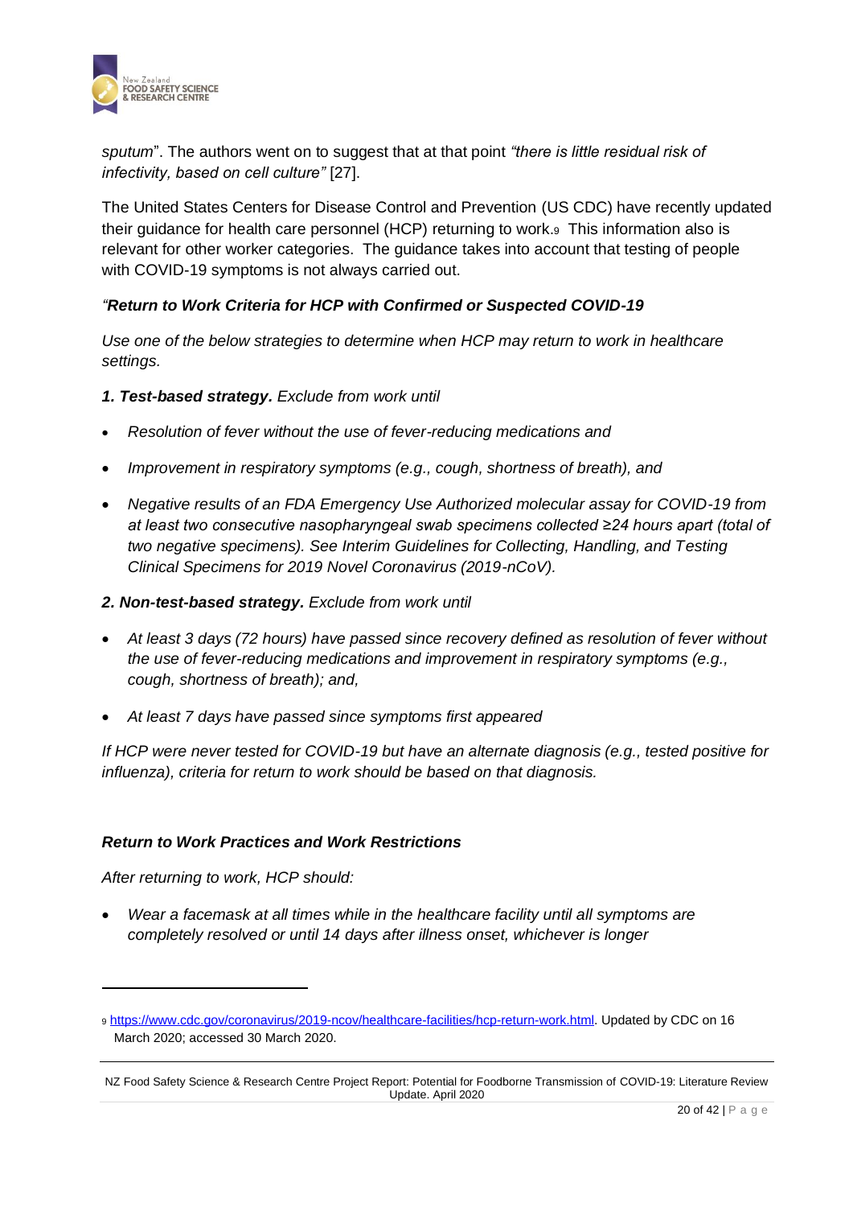*sputum*". The authors went on to suggest that at that point *"there is little residual risk of infectivity, based on cell culture"* [27].

The United States Centers for Disease Control and Prevention (US CDC) have recently updated their guidance for health care personnel (HCP) returning to work.[9] This information also is relevant for other worker categories. The guidance takes into account that testing of people with COVID-19 symptoms is not always carried out.

*"**Return to Work Criteria for HCP with Confirmed or Suspected COVID-19***

*Use one of the below strategies to determine when HCP may return to work in healthcare settings.*

***1. Test-based strategy.** Exclude from work until*

- *Resolution of fever without the use of fever-reducing medications and*
- *Improvement in respiratory symptoms (e.g., cough, shortness of breath), and*
- *Negative results of an FDA Emergency Use Authorized molecular assay for COVID-19 from at least two consecutive nasopharyngeal swab specimens collected ≥24 hours apart (total of two negative specimens). See Interim Guidelines for Collecting, Handling, and Testing Clinical Specimens for 2019 Novel Coronavirus (2019-nCoV).*

***2. Non-test-based strategy.** Exclude from work until*

- *At least 3 days (72 hours) have passed since recovery defined as resolution of fever without the use of fever-reducing medications and improvement in respiratory symptoms (e.g., cough, shortness of breath); and,*
- *At least 7 days have passed since symptoms first appeared*

*If HCP were never tested for COVID-19 but have an alternate diagnosis (e.g., tested positive for influenza), criteria for return to work should be based on that diagnosis.*

***Return to Work Practices and Work Restrictions***

*After returning to work, HCP should:*

- *Wear a facemask at all times while in the healthcare facility until all symptoms are completely resolved or until 14 days after illness onset, whichever is longer*

---

[9] https://www.cdc.gov/coronavirus/2019-ncov/healthcare-facilities/hcp-return-work.html. Updated by CDC on 16 March 2020; accessed 30 March 2020.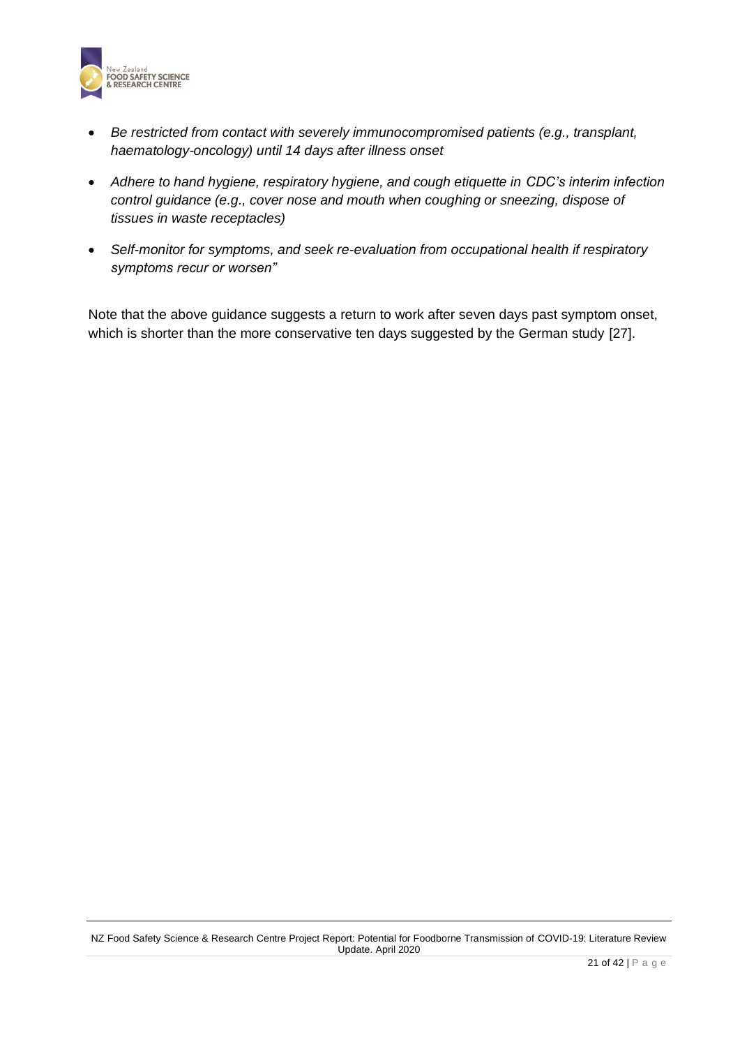- *Be restricted from contact with severely immunocompromised patients (e.g., transplant, haematology-oncology) until 14 days after illness onset*
- *Adhere to hand hygiene, respiratory hygiene, and cough etiquette in CDC's interim infection control guidance (e.g., cover nose and mouth when coughing or sneezing, dispose of tissues in waste receptacles)*
- *Self-monitor for symptoms, and seek re-evaluation from occupational health if respiratory symptoms recur or worsen"*

Note that the above guidance suggests a return to work after seven days past symptom onset, which is shorter than the more conservative ten days suggested by the German study [27].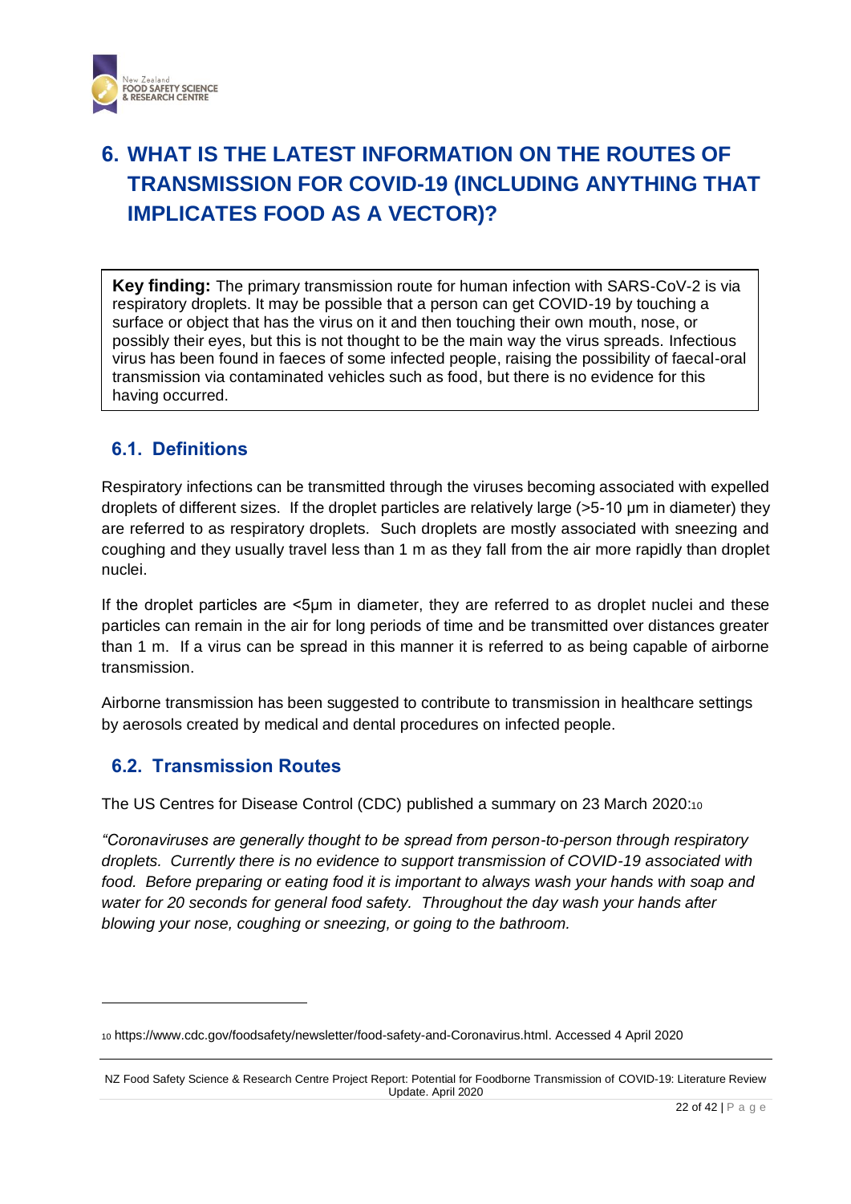# 6. WHAT IS THE LATEST INFORMATION ON THE ROUTES OF TRANSMISSION FOR COVID-19 (INCLUDING ANYTHING THAT IMPLICATES FOOD AS A VECTOR)?

**Key finding:** The primary transmission route for human infection with SARS-CoV-2 is via respiratory droplets. It may be possible that a person can get COVID-19 by touching a surface or object that has the virus on it and then touching their own mouth, nose, or possibly their eyes, but this is not thought to be the main way the virus spreads. Infectious virus has been found in faeces of some infected people, raising the possibility of faecal-oral transmission via contaminated vehicles such as food, but there is no evidence for this having occurred.

## 6.1. Definitions

Respiratory infections can be transmitted through the viruses becoming associated with expelled droplets of different sizes. If the droplet particles are relatively large (>5-10 μm in diameter) they are referred to as respiratory droplets. Such droplets are mostly associated with sneezing and coughing and they usually travel less than 1 m as they fall from the air more rapidly than droplet nuclei.

If the droplet particles are <5μm in diameter, they are referred to as droplet nuclei and these particles can remain in the air for long periods of time and be transmitted over distances greater than 1 m. If a virus can be spread in this manner it is referred to as being capable of airborne transmission.

Airborne transmission has been suggested to contribute to transmission in healthcare settings by aerosols created by medical and dental procedures on infected people.

## 6.2. Transmission Routes

The US Centres for Disease Control (CDC) published a summary on 23 March 2020:[10]

*"Coronaviruses are generally thought to be spread from person-to-person through respiratory droplets. Currently there is no evidence to support transmission of COVID-19 associated with food. Before preparing or eating food it is important to always wash your hands with soap and water for 20 seconds for general food safety. Throughout the day wash your hands after blowing your nose, coughing or sneezing, or going to the bathroom.*

---

[10] https://www.cdc.gov/foodsafety/newsletter/food-safety-and-Coronavirus.html. Accessed 4 April 2020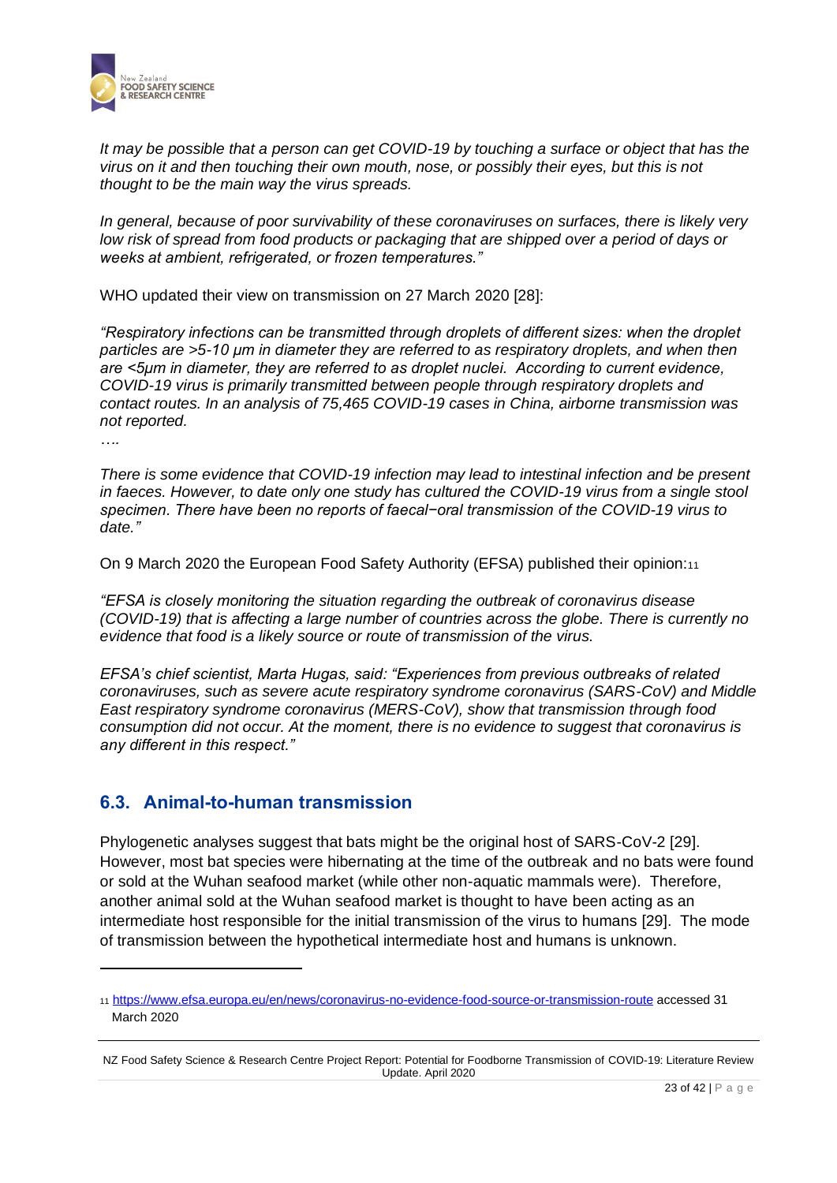*It may be possible that a person can get COVID-19 by touching a surface or object that has the virus on it and then touching their own mouth, nose, or possibly their eyes, but this is not thought to be the main way the virus spreads.*

*In general, because of poor survivability of these coronaviruses on surfaces, there is likely very low risk of spread from food products or packaging that are shipped over a period of days or weeks at ambient, refrigerated, or frozen temperatures."*

WHO updated their view on transmission on 27 March 2020 [28]:

*"Respiratory infections can be transmitted through droplets of different sizes: when the droplet particles are >5-10 μm in diameter they are referred to as respiratory droplets, and when then are <5μm in diameter, they are referred to as droplet nuclei. According to current evidence, COVID-19 virus is primarily transmitted between people through respiratory droplets and contact routes. In an analysis of 75,465 COVID-19 cases in China, airborne transmission was not reported.*

*….*

*There is some evidence that COVID-19 infection may lead to intestinal infection and be present in faeces. However, to date only one study has cultured the COVID-19 virus from a single stool specimen. There have been no reports of faecal−oral transmission of the COVID-19 virus to date."*

On 9 March 2020 the European Food Safety Authority (EFSA) published their opinion:[11]

*"EFSA is closely monitoring the situation regarding the outbreak of coronavirus disease (COVID-19) that is affecting a large number of countries across the globe. There is currently no evidence that food is a likely source or route of transmission of the virus.*

*EFSA's chief scientist, Marta Hugas, said: "Experiences from previous outbreaks of related coronaviruses, such as severe acute respiratory syndrome coronavirus (SARS-CoV) and Middle East respiratory syndrome coronavirus (MERS-CoV), show that transmission through food consumption did not occur. At the moment, there is no evidence to suggest that coronavirus is any different in this respect."*

## 6.3. Animal-to-human transmission

Phylogenetic analyses suggest that bats might be the original host of SARS-CoV-2 [29]. However, most bat species were hibernating at the time of the outbreak and no bats were found or sold at the Wuhan seafood market (while other non-aquatic mammals were). Therefore, another animal sold at the Wuhan seafood market is thought to have been acting as an intermediate host responsible for the initial transmission of the virus to humans [29]. The mode of transmission between the hypothetical intermediate host and humans is unknown.

---

[11] https://www.efsa.europa.eu/en/news/coronavirus-no-evidence-food-source-or-transmission-route accessed 31 March 2020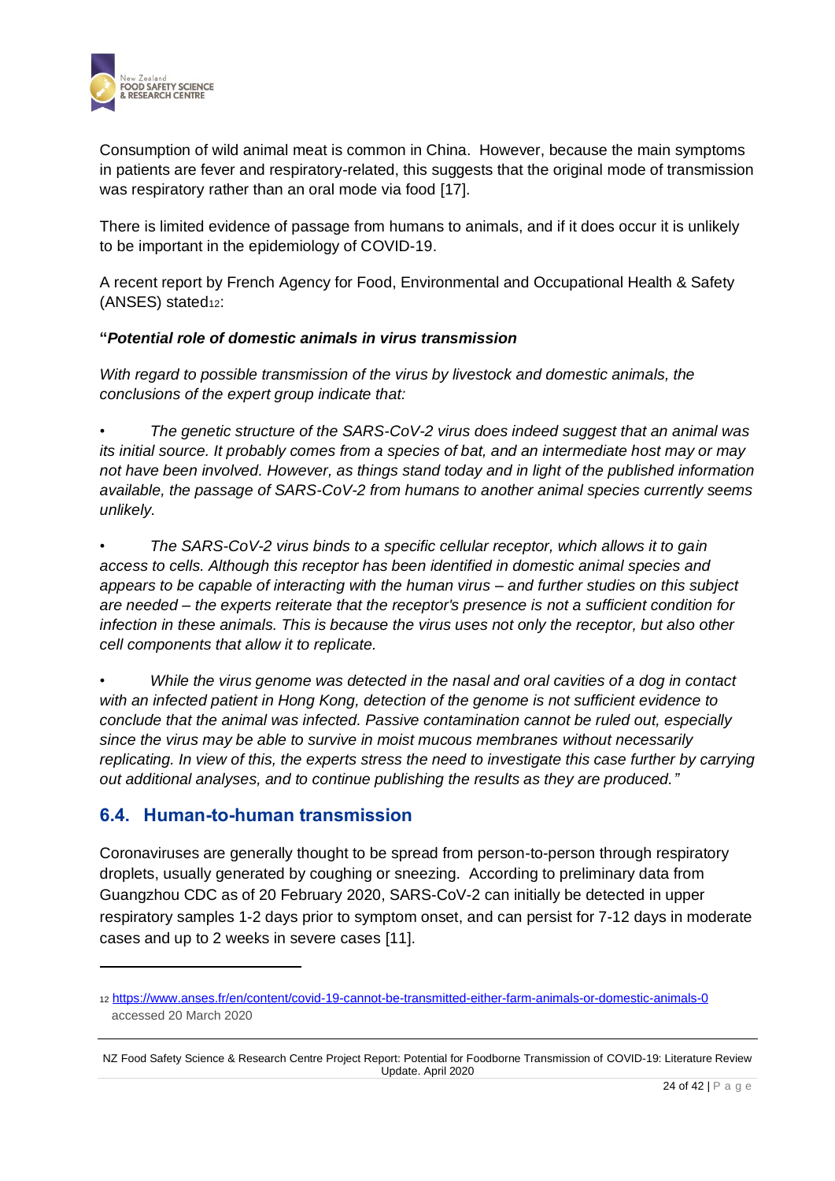Consumption of wild animal meat is common in China. However, because the main symptoms in patients are fever and respiratory-related, this suggests that the original mode of transmission was respiratory rather than an oral mode via food [17].

There is limited evidence of passage from humans to animals, and if it does occur it is unlikely to be important in the epidemiology of COVID-19.

A recent report by French Agency for Food, Environmental and Occupational Health & Safety (ANSES) stated[12]:

**"*Potential role of domestic animals in virus transmission***

*With regard to possible transmission of the virus by livestock and domestic animals, the conclusions of the expert group indicate that:*

- *The genetic structure of the SARS-CoV-2 virus does indeed suggest that an animal was its initial source. It probably comes from a species of bat, and an intermediate host may or may not have been involved. However, as things stand today and in light of the published information available, the passage of SARS-CoV-2 from humans to another animal species currently seems unlikely.*

- *The SARS-CoV-2 virus binds to a specific cellular receptor, which allows it to gain access to cells. Although this receptor has been identified in domestic animal species and appears to be capable of interacting with the human virus – and further studies on this subject are needed – the experts reiterate that the receptor's presence is not a sufficient condition for infection in these animals. This is because the virus uses not only the receptor, but also other cell components that allow it to replicate.*

- *While the virus genome was detected in the nasal and oral cavities of a dog in contact with an infected patient in Hong Kong, detection of the genome is not sufficient evidence to conclude that the animal was infected. Passive contamination cannot be ruled out, especially since the virus may be able to survive in moist mucous membranes without necessarily replicating. In view of this, the experts stress the need to investigate this case further by carrying out additional analyses, and to continue publishing the results as they are produced."*

## 6.4. Human-to-human transmission

Coronaviruses are generally thought to be spread from person-to-person through respiratory droplets, usually generated by coughing or sneezing. According to preliminary data from Guangzhou CDC as of 20 February 2020, SARS-CoV-2 can initially be detected in upper respiratory samples 1-2 days prior to symptom onset, and can persist for 7-12 days in moderate cases and up to 2 weeks in severe cases [11].

---

[12] https://www.anses.fr/en/content/covid-19-cannot-be-transmitted-either-farm-animals-or-domestic-animals-0 accessed 20 March 2020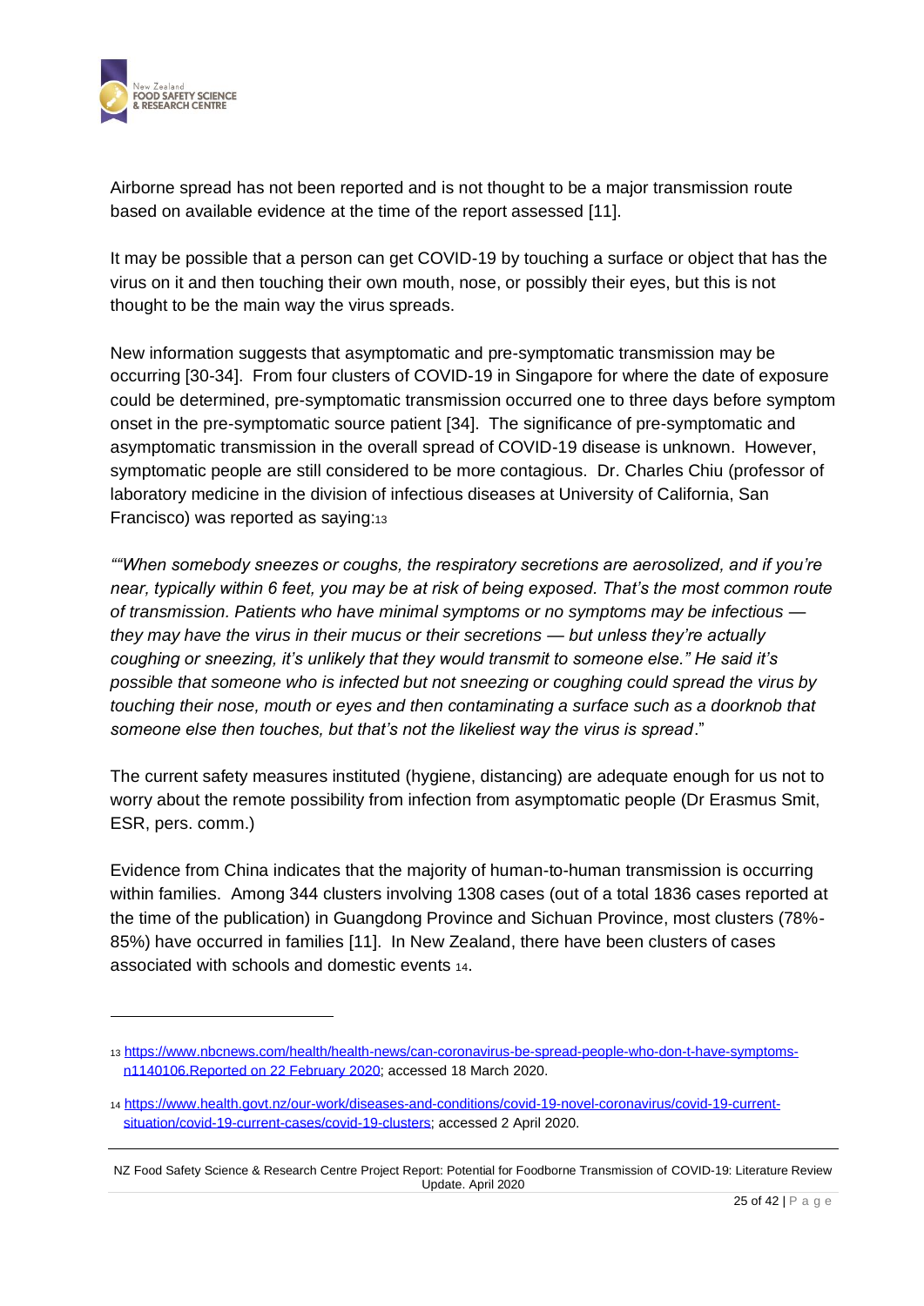Airborne spread has not been reported and is not thought to be a major transmission route based on available evidence at the time of the report assessed [11].

It may be possible that a person can get COVID-19 by touching a surface or object that has the virus on it and then touching their own mouth, nose, or possibly their eyes, but this is not thought to be the main way the virus spreads.

New information suggests that asymptomatic and pre-symptomatic transmission may be occurring [30-34]. From four clusters of COVID-19 in Singapore for where the date of exposure could be determined, pre-symptomatic transmission occurred one to three days before symptom onset in the pre-symptomatic source patient [34]. The significance of pre-symptomatic and asymptomatic transmission in the overall spread of COVID-19 disease is unknown. However, symptomatic people are still considered to be more contagious. Dr. Charles Chiu (professor of laboratory medicine in the division of infectious diseases at University of California, San Francisco) was reported as saying:[13]

*""When somebody sneezes or coughs, the respiratory secretions are aerosolized, and if you're near, typically within 6 feet, you may be at risk of being exposed. That's the most common route of transmission. Patients who have minimal symptoms or no symptoms may be infectious — they may have the virus in their mucus or their secretions — but unless they're actually coughing or sneezing, it's unlikely that they would transmit to someone else." He said it's possible that someone who is infected but not sneezing or coughing could spread the virus by touching their nose, mouth or eyes and then contaminating a surface such as a doorknob that someone else then touches, but that's not the likeliest way the virus is spread*."

The current safety measures instituted (hygiene, distancing) are adequate enough for us not to worry about the remote possibility from infection from asymptomatic people (Dr Erasmus Smit, ESR, pers. comm.)

Evidence from China indicates that the majority of human-to-human transmission is occurring within families. Among 344 clusters involving 1308 cases (out of a total 1836 cases reported at the time of the publication) in Guangdong Province and Sichuan Province, most clusters (78%-85%) have occurred in families [11]. In New Zealand, there have been clusters of cases associated with schools and domestic events [14].

---

[13] https://www.nbcnews.com/health/health-news/can-coronavirus-be-spread-people-who-don-t-have-symptoms-n1140106.Reported on 22 February 2020; accessed 18 March 2020.

[14] https://www.health.govt.nz/our-work/diseases-and-conditions/covid-19-novel-coronavirus/covid-19-current-situation/covid-19-current-cases/covid-19-clusters; accessed 2 April 2020.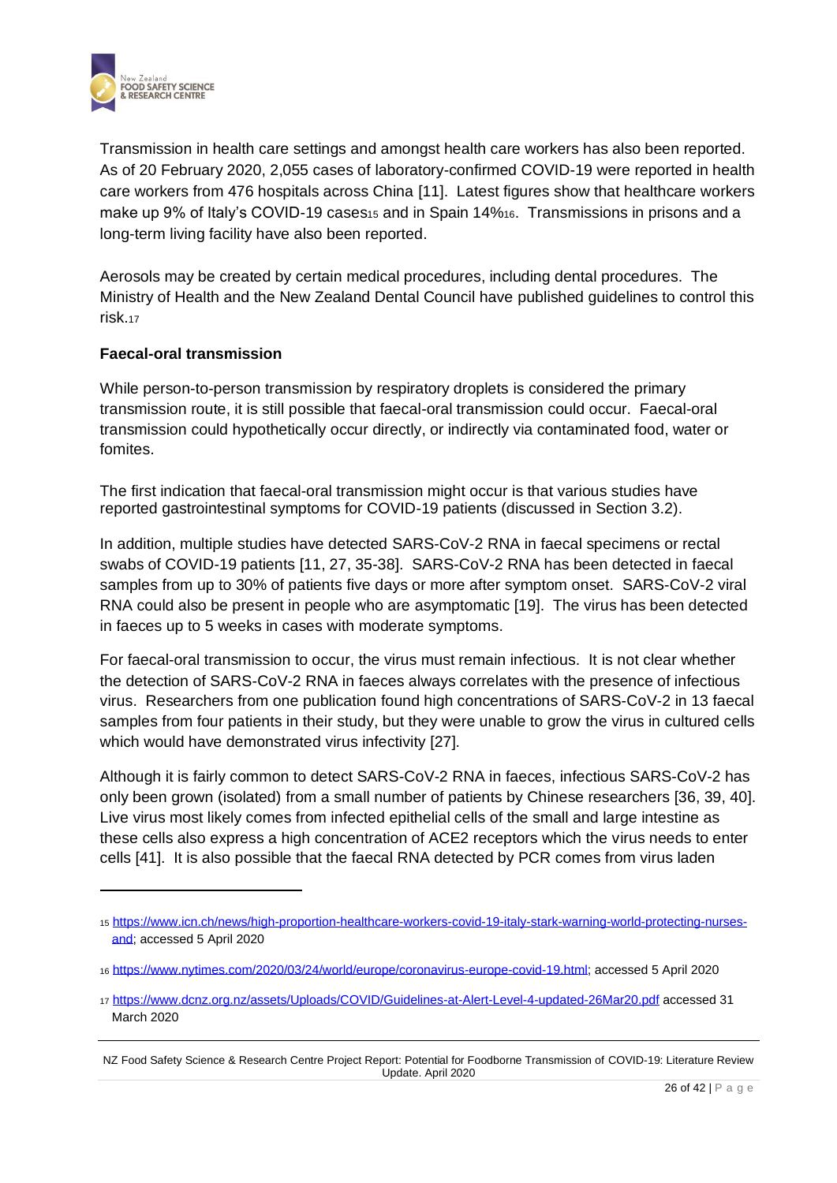Transmission in health care settings and amongst health care workers has also been reported. As of 20 February 2020, 2,055 cases of laboratory-confirmed COVID-19 were reported in health care workers from 476 hospitals across China [11]. Latest figures show that healthcare workers make up 9% of Italy's COVID-19 cases[15] and in Spain 14%[16]. Transmissions in prisons and a long-term living facility have also been reported.

Aerosols may be created by certain medical procedures, including dental procedures. The Ministry of Health and the New Zealand Dental Council have published guidelines to control this risk.[17]

**Faecal-oral transmission**

While person-to-person transmission by respiratory droplets is considered the primary transmission route, it is still possible that faecal-oral transmission could occur. Faecal-oral transmission could hypothetically occur directly, or indirectly via contaminated food, water or fomites.

The first indication that faecal-oral transmission might occur is that various studies have reported gastrointestinal symptoms for COVID-19 patients (discussed in Section 3.2).

In addition, multiple studies have detected SARS-CoV-2 RNA in faecal specimens or rectal swabs of COVID-19 patients [11, 27, 35-38]. SARS-CoV-2 RNA has been detected in faecal samples from up to 30% of patients five days or more after symptom onset. SARS-CoV-2 viral RNA could also be present in people who are asymptomatic [19]. The virus has been detected in faeces up to 5 weeks in cases with moderate symptoms.

For faecal-oral transmission to occur, the virus must remain infectious. It is not clear whether the detection of SARS-CoV-2 RNA in faeces always correlates with the presence of infectious virus. Researchers from one publication found high concentrations of SARS-CoV-2 in 13 faecal samples from four patients in their study, but they were unable to grow the virus in cultured cells which would have demonstrated virus infectivity [27].

Although it is fairly common to detect SARS-CoV-2 RNA in faeces, infectious SARS-CoV-2 has only been grown (isolated) from a small number of patients by Chinese researchers [36, 39, 40]. Live virus most likely comes from infected epithelial cells of the small and large intestine as these cells also express a high concentration of ACE2 receptors which the virus needs to enter cells [41]. It is also possible that the faecal RNA detected by PCR comes from virus laden

---

15 https://www.icn.ch/news/high-proportion-healthcare-workers-covid-19-italy-stark-warning-world-protecting-nurses-and; accessed 5 April 2020

16 https://www.nytimes.com/2020/03/24/world/europe/coronavirus-europe-covid-19.html; accessed 5 April 2020

17 https://www.dcnz.org.nz/assets/Uploads/COVID/Guidelines-at-Alert-Level-4-updated-26Mar20.pdf accessed 31 March 2020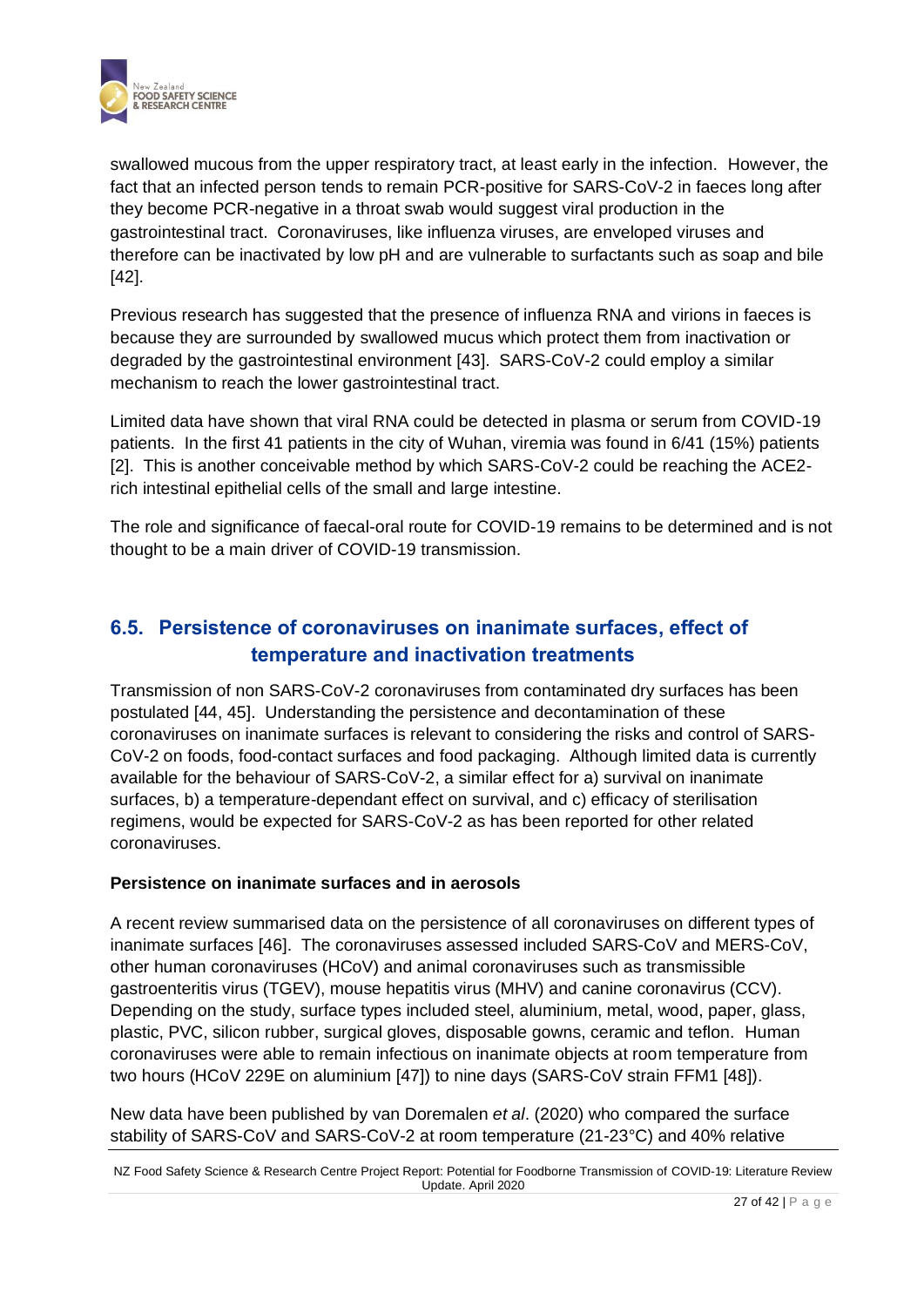swallowed mucous from the upper respiratory tract, at least early in the infection. However, the fact that an infected person tends to remain PCR-positive for SARS-CoV-2 in faeces long after they become PCR-negative in a throat swab would suggest viral production in the gastrointestinal tract. Coronaviruses, like influenza viruses, are enveloped viruses and therefore can be inactivated by low pH and are vulnerable to surfactants such as soap and bile [42].

Previous research has suggested that the presence of influenza RNA and virions in faeces is because they are surrounded by swallowed mucus which protect them from inactivation or degraded by the gastrointestinal environment [43]. SARS-CoV-2 could employ a similar mechanism to reach the lower gastrointestinal tract.

Limited data have shown that viral RNA could be detected in plasma or serum from COVID-19 patients. In the first 41 patients in the city of Wuhan, viremia was found in 6/41 (15%) patients [2]. This is another conceivable method by which SARS-CoV-2 could be reaching the ACE2-rich intestinal epithelial cells of the small and large intestine.

The role and significance of faecal-oral route for COVID-19 remains to be determined and is not thought to be a main driver of COVID-19 transmission.

## 6.5. Persistence of coronaviruses on inanimate surfaces, effect of temperature and inactivation treatments

Transmission of non SARS-CoV-2 coronaviruses from contaminated dry surfaces has been postulated [44, 45]. Understanding the persistence and decontamination of these coronaviruses on inanimate surfaces is relevant to considering the risks and control of SARS-CoV-2 on foods, food-contact surfaces and food packaging. Although limited data is currently available for the behaviour of SARS-CoV-2, a similar effect for a) survival on inanimate surfaces, b) a temperature-dependant effect on survival, and c) efficacy of sterilisation regimens, would be expected for SARS-CoV-2 as has been reported for other related coronaviruses.

**Persistence on inanimate surfaces and in aerosols**

A recent review summarised data on the persistence of all coronaviruses on different types of inanimate surfaces [46]. The coronaviruses assessed included SARS-CoV and MERS-CoV, other human coronaviruses (HCoV) and animal coronaviruses such as transmissible gastroenteritis virus (TGEV), mouse hepatitis virus (MHV) and canine coronavirus (CCV). Depending on the study, surface types included steel, aluminium, metal, wood, paper, glass, plastic, PVC, silicon rubber, surgical gloves, disposable gowns, ceramic and teflon. Human coronaviruses were able to remain infectious on inanimate objects at room temperature from two hours (HCoV 229E on aluminium [47]) to nine days (SARS-CoV strain FFM1 [48]).

New data have been published by van Doremalen *et al*. (2020) who compared the surface stability of SARS-CoV and SARS-CoV-2 at room temperature (21-23°C) and 40% relative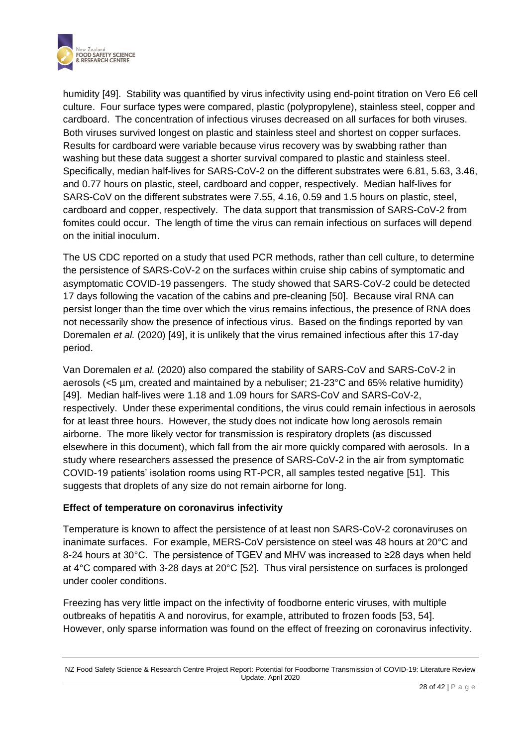humidity [49]. Stability was quantified by virus infectivity using end-point titration on Vero E6 cell culture. Four surface types were compared, plastic (polypropylene), stainless steel, copper and cardboard. The concentration of infectious viruses decreased on all surfaces for both viruses. Both viruses survived longest on plastic and stainless steel and shortest on copper surfaces. Results for cardboard were variable because virus recovery was by swabbing rather than washing but these data suggest a shorter survival compared to plastic and stainless steel. Specifically, median half-lives for SARS-CoV-2 on the different substrates were 6.81, 5.63, 3.46, and 0.77 hours on plastic, steel, cardboard and copper, respectively. Median half-lives for SARS-CoV on the different substrates were 7.55, 4.16, 0.59 and 1.5 hours on plastic, steel, cardboard and copper, respectively. The data support that transmission of SARS-CoV-2 from fomites could occur. The length of time the virus can remain infectious on surfaces will depend on the initial inoculum.

The US CDC reported on a study that used PCR methods, rather than cell culture, to determine the persistence of SARS-CoV-2 on the surfaces within cruise ship cabins of symptomatic and asymptomatic COVID-19 passengers. The study showed that SARS-CoV-2 could be detected 17 days following the vacation of the cabins and pre-cleaning [50]. Because viral RNA can persist longer than the time over which the virus remains infectious, the presence of RNA does not necessarily show the presence of infectious virus. Based on the findings reported by van Doremalen *et al.* (2020) [49], it is unlikely that the virus remained infectious after this 17-day period.

Van Doremalen *et al.* (2020) also compared the stability of SARS-CoV and SARS-CoV-2 in aerosols (<5 µm, created and maintained by a nebuliser; 21-23°C and 65% relative humidity) [49]. Median half-lives were 1.18 and 1.09 hours for SARS-CoV and SARS-CoV-2, respectively. Under these experimental conditions, the virus could remain infectious in aerosols for at least three hours. However, the study does not indicate how long aerosols remain airborne. The more likely vector for transmission is respiratory droplets (as discussed elsewhere in this document), which fall from the air more quickly compared with aerosols. In a study where researchers assessed the presence of SARS-CoV-2 in the air from symptomatic COVID-19 patients' isolation rooms using RT-PCR, all samples tested negative [51]. This suggests that droplets of any size do not remain airborne for long.

**Effect of temperature on coronavirus infectivity**

Temperature is known to affect the persistence of at least non SARS-CoV-2 coronaviruses on inanimate surfaces. For example, MERS-CoV persistence on steel was 48 hours at 20°C and 8-24 hours at 30°C. The persistence of TGEV and MHV was increased to ≥28 days when held at 4°C compared with 3-28 days at 20°C [52]. Thus viral persistence on surfaces is prolonged under cooler conditions.

Freezing has very little impact on the infectivity of foodborne enteric viruses, with multiple outbreaks of hepatitis A and norovirus, for example, attributed to frozen foods [53, 54]. However, only sparse information was found on the effect of freezing on coronavirus infectivity.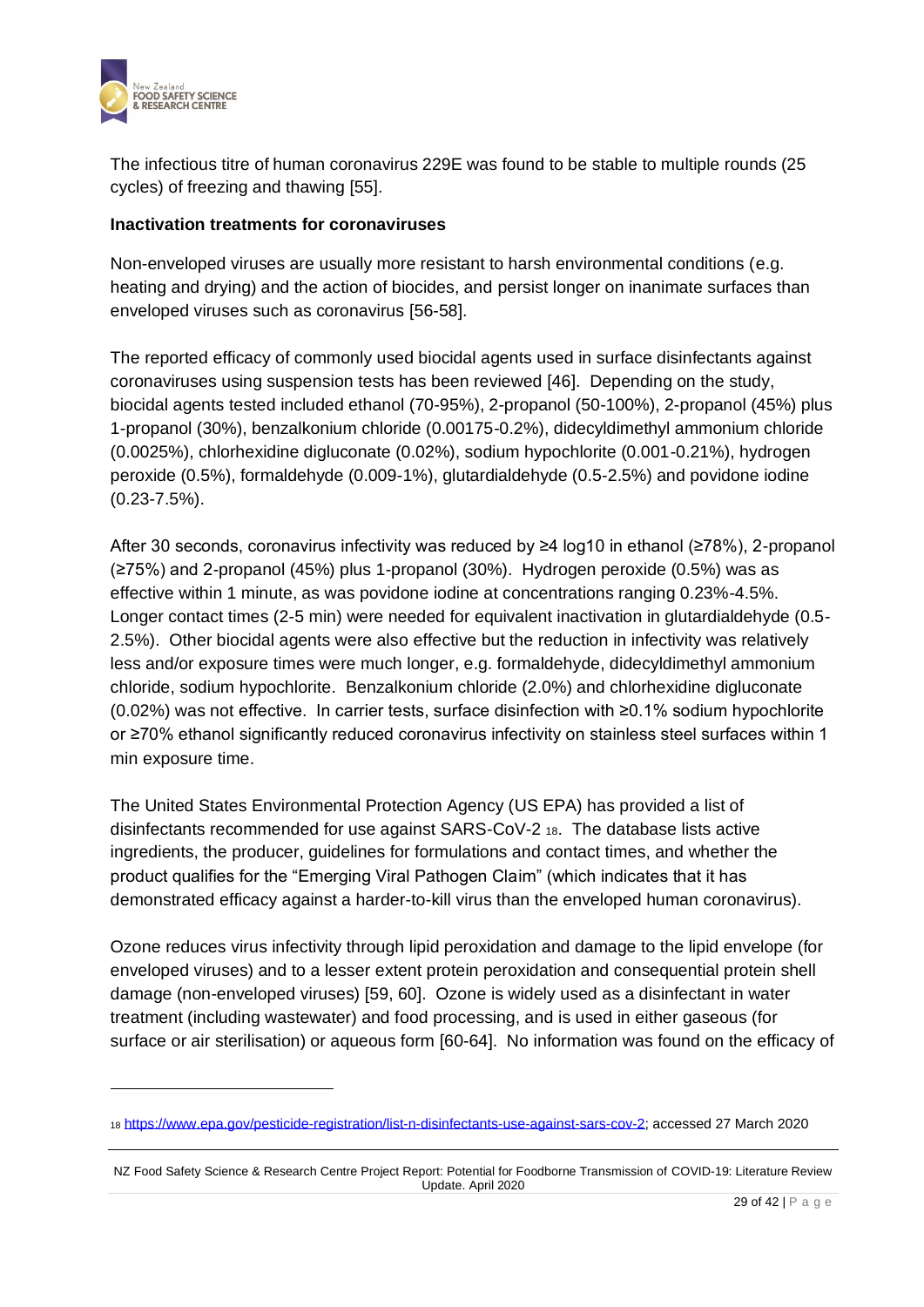The infectious titre of human coronavirus 229E was found to be stable to multiple rounds (25 cycles) of freezing and thawing [55].

**Inactivation treatments for coronaviruses**

Non-enveloped viruses are usually more resistant to harsh environmental conditions (e.g. heating and drying) and the action of biocides, and persist longer on inanimate surfaces than enveloped viruses such as coronavirus [56-58].

The reported efficacy of commonly used biocidal agents used in surface disinfectants against coronaviruses using suspension tests has been reviewed [46]. Depending on the study, biocidal agents tested included ethanol (70-95%), 2-propanol (50-100%), 2-propanol (45%) plus 1-propanol (30%), benzalkonium chloride (0.00175-0.2%), didecyldimethyl ammonium chloride (0.0025%), chlorhexidine digluconate (0.02%), sodium hypochlorite (0.001-0.21%), hydrogen peroxide (0.5%), formaldehyde (0.009-1%), glutardialdehyde (0.5-2.5%) and povidone iodine (0.23-7.5%).

After 30 seconds, coronavirus infectivity was reduced by ≥4 log10 in ethanol (≥78%), 2-propanol (≥75%) and 2-propanol (45%) plus 1-propanol (30%). Hydrogen peroxide (0.5%) was as effective within 1 minute, as was povidone iodine at concentrations ranging 0.23%-4.5%. Longer contact times (2-5 min) were needed for equivalent inactivation in glutardialdehyde (0.5-2.5%). Other biocidal agents were also effective but the reduction in infectivity was relatively less and/or exposure times were much longer, e.g. formaldehyde, didecyldimethyl ammonium chloride, sodium hypochlorite. Benzalkonium chloride (2.0%) and chlorhexidine digluconate (0.02%) was not effective. In carrier tests, surface disinfection with ≥0.1% sodium hypochlorite or ≥70% ethanol significantly reduced coronavirus infectivity on stainless steel surfaces within 1 min exposure time.

The United States Environmental Protection Agency (US EPA) has provided a list of disinfectants recommended for use against SARS-CoV-2 [18]. The database lists active ingredients, the producer, guidelines for formulations and contact times, and whether the product qualifies for the "Emerging Viral Pathogen Claim" (which indicates that it has demonstrated efficacy against a harder-to-kill virus than the enveloped human coronavirus).

Ozone reduces virus infectivity through lipid peroxidation and damage to the lipid envelope (for enveloped viruses) and to a lesser extent protein peroxidation and consequential protein shell damage (non-enveloped viruses) [59, 60]. Ozone is widely used as a disinfectant in water treatment (including wastewater) and food processing, and is used in either gaseous (for surface or air sterilisation) or aqueous form [60-64]. No information was found on the efficacy of

---

[18] https://www.epa.gov/pesticide-registration/list-n-disinfectants-use-against-sars-cov-2; accessed 27 March 2020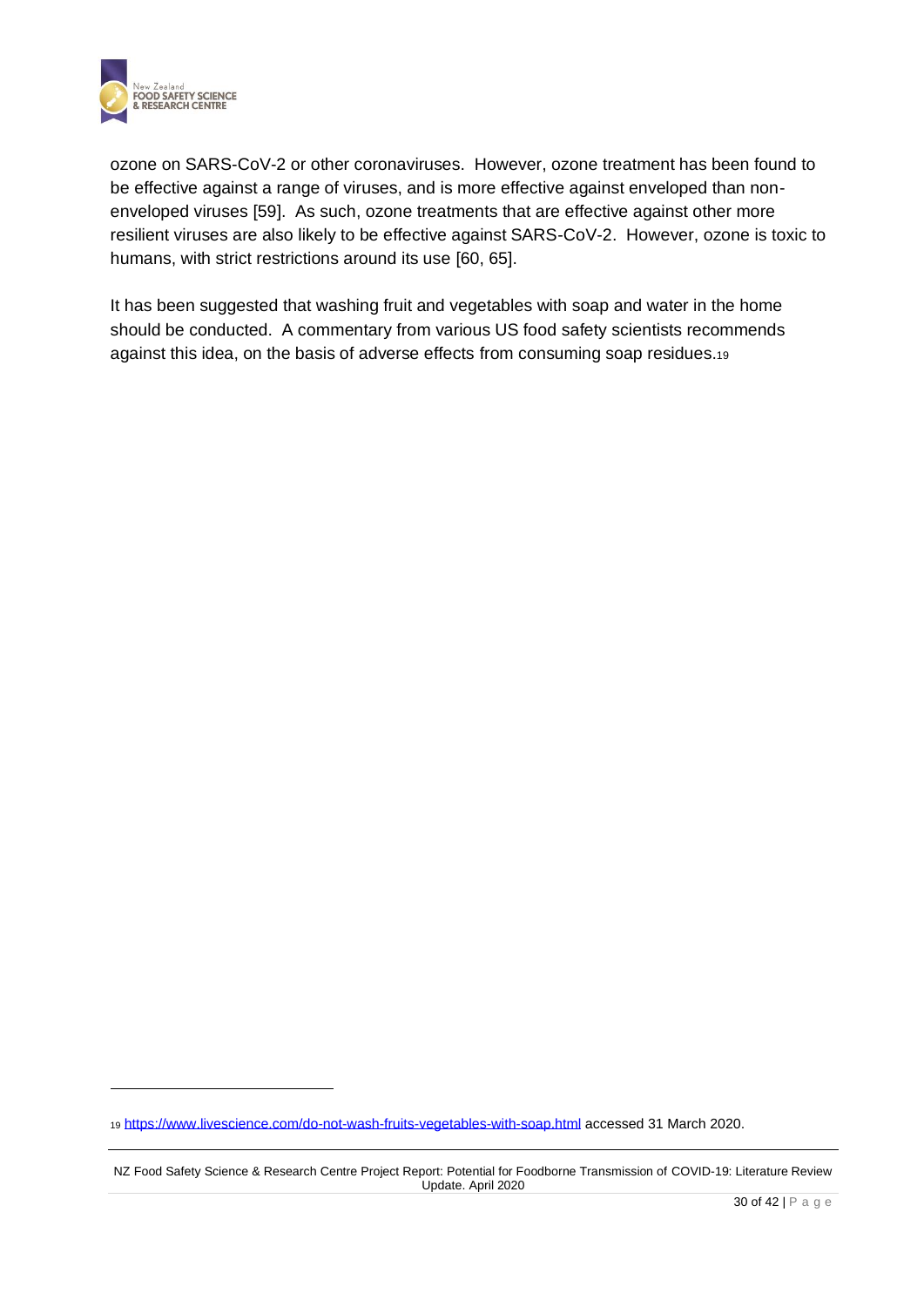ozone on SARS-CoV-2 or other coronaviruses. However, ozone treatment has been found to be effective against a range of viruses, and is more effective against enveloped than non-enveloped viruses [59]. As such, ozone treatments that are effective against other more resilient viruses are also likely to be effective against SARS-CoV-2. However, ozone is toxic to humans, with strict restrictions around its use [60, 65].

It has been suggested that washing fruit and vegetables with soap and water in the home should be conducted. A commentary from various US food safety scientists recommends against this idea, on the basis of adverse effects from consuming soap residues.[19]

[19] https://www.livescience.com/do-not-wash-fruits-vegetables-with-soap.html accessed 31 March 2020.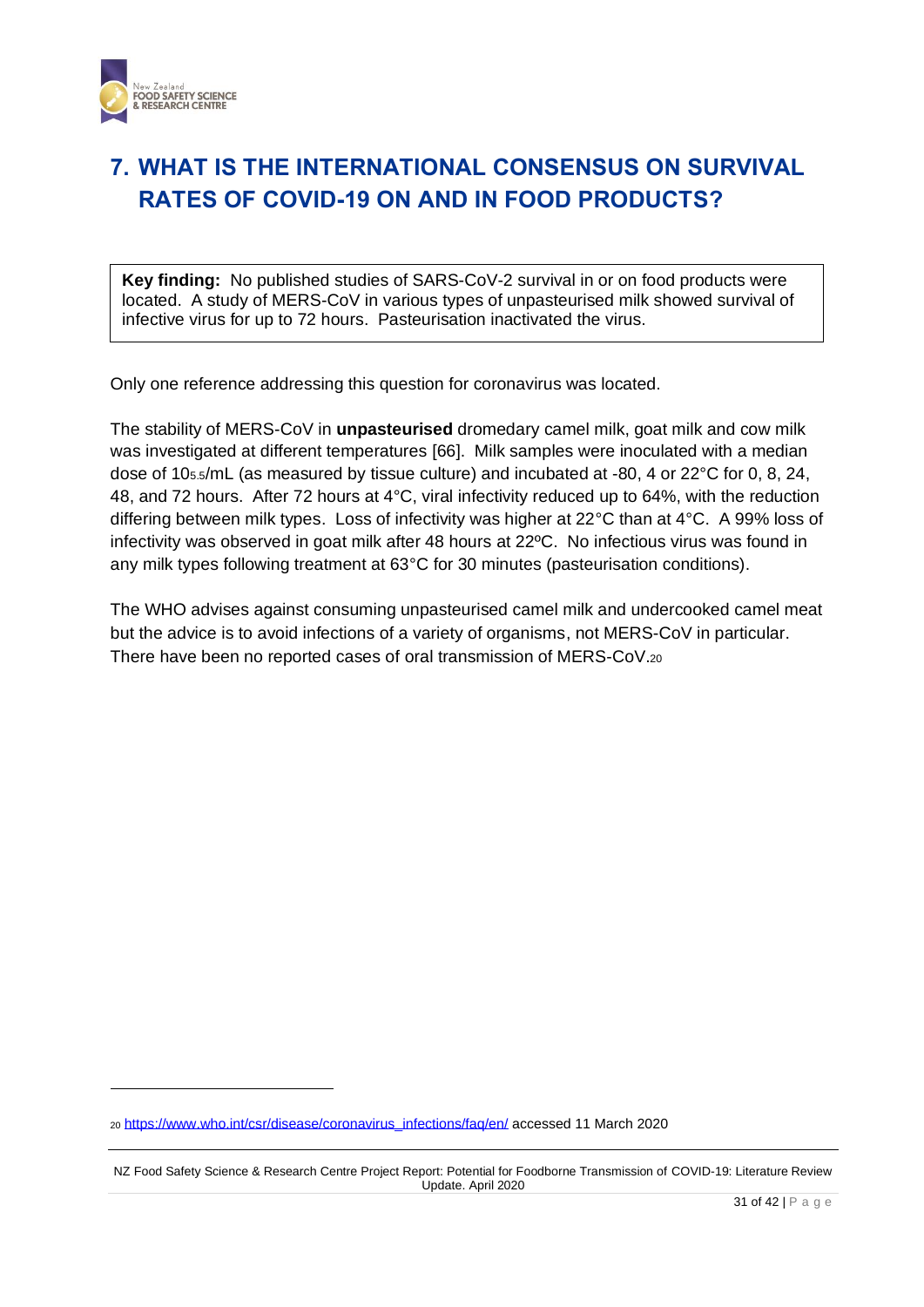# 7. WHAT IS THE INTERNATIONAL CONSENSUS ON SURVIVAL RATES OF COVID-19 ON AND IN FOOD PRODUCTS?

**Key finding:** No published studies of SARS-CoV-2 survival in or on food products were located. A study of MERS-CoV in various types of unpasteurised milk showed survival of infective virus for up to 72 hours. Pasteurisation inactivated the virus.

Only one reference addressing this question for coronavirus was located.

The stability of MERS-CoV in **unpasteurised** dromedary camel milk, goat milk and cow milk was investigated at different temperatures [66]. Milk samples were inoculated with a median dose of $10^{5.5}$/mL (as measured by tissue culture) and incubated at -80, 4 or 22°C for 0, 8, 24, 48, and 72 hours. After 72 hours at 4°C, viral infectivity reduced up to 64%, with the reduction differing between milk types. Loss of infectivity was higher at 22°C than at 4°C. A 99% loss of infectivity was observed in goat milk after 48 hours at 22ºC. No infectious virus was found in any milk types following treatment at 63°C for 30 minutes (pasteurisation conditions).

The WHO advises against consuming unpasteurised camel milk and undercooked camel meat but the advice is to avoid infections of a variety of organisms, not MERS-CoV in particular. There have been no reported cases of oral transmission of MERS-CoV.[20]

---

[20] https://www.who.int/csr/disease/coronavirus_infections/faq/en/ accessed 11 March 2020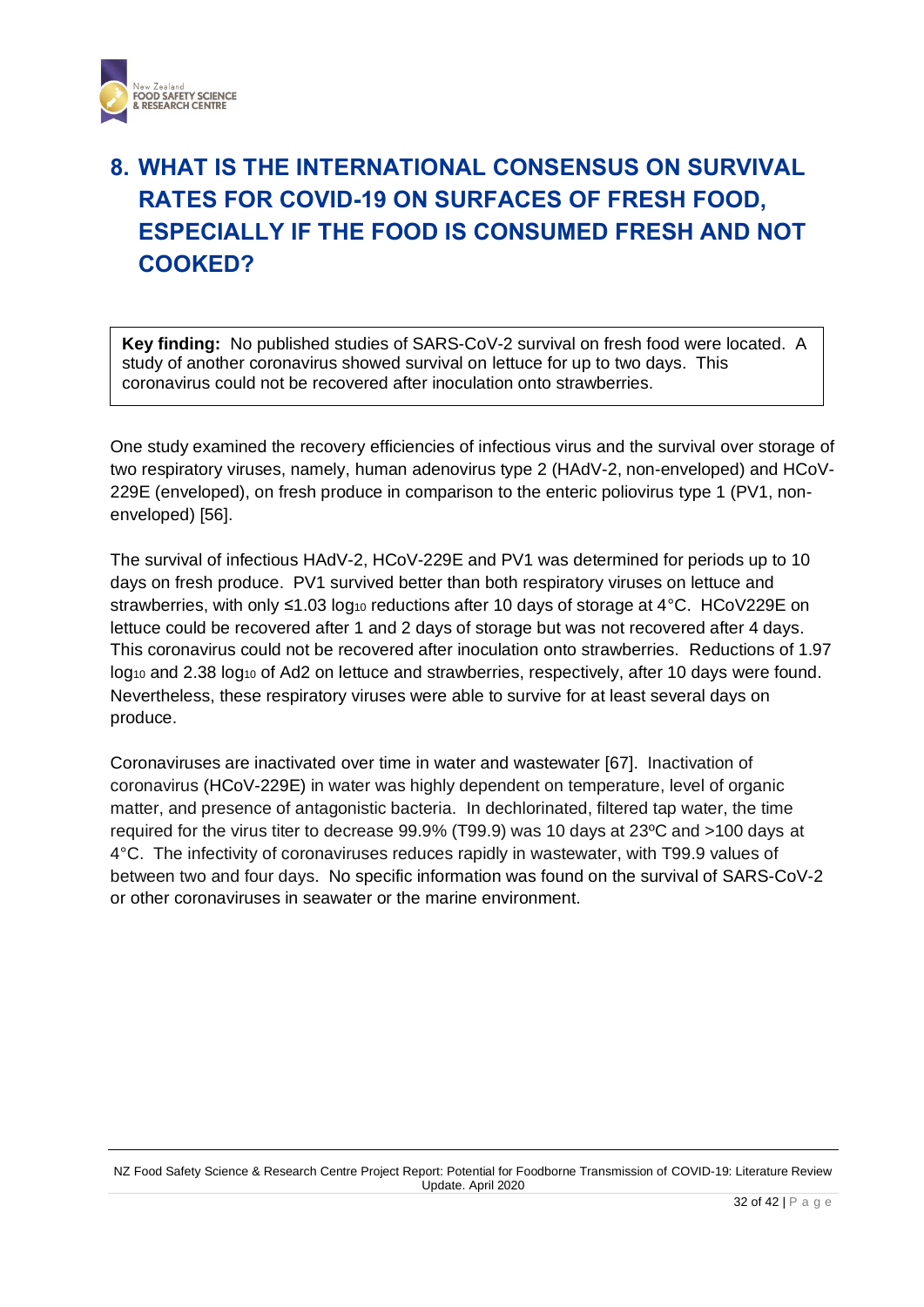# 8. WHAT IS THE INTERNATIONAL CONSENSUS ON SURVIVAL RATES FOR COVID-19 ON SURFACES OF FRESH FOOD, ESPECIALLY IF THE FOOD IS CONSUMED FRESH AND NOT COOKED?

**Key finding:** No published studies of SARS-CoV-2 survival on fresh food were located. A study of another coronavirus showed survival on lettuce for up to two days. This coronavirus could not be recovered after inoculation onto strawberries.

One study examined the recovery efficiencies of infectious virus and the survival over storage of two respiratory viruses, namely, human adenovirus type 2 (HAdV-2, non-enveloped) and HCoV-229E (enveloped), on fresh produce in comparison to the enteric poliovirus type 1 (PV1, non-enveloped) [56].

The survival of infectious HAdV-2, HCoV-229E and PV1 was determined for periods up to 10 days on fresh produce. PV1 survived better than both respiratory viruses on lettuce and strawberries, with only ≤1.03 $\log_{10}$ reductions after 10 days of storage at 4°C. HCoV229E on lettuce could be recovered after 1 and 2 days of storage but was not recovered after 4 days. This coronavirus could not be recovered after inoculation onto strawberries. Reductions of 1.97 $\log_{10}$ and 2.38 $\log_{10}$ of Ad2 on lettuce and strawberries, respectively, after 10 days were found. Nevertheless, these respiratory viruses were able to survive for at least several days on produce.

Coronaviruses are inactivated over time in water and wastewater [67]. Inactivation of coronavirus (HCoV-229E) in water was highly dependent on temperature, level of organic matter, and presence of antagonistic bacteria. In dechlorinated, filtered tap water, the time required for the virus titer to decrease 99.9% (T99.9) was 10 days at 23ºC and >100 days at 4°C. The infectivity of coronaviruses reduces rapidly in wastewater, with T99.9 values of between two and four days. No specific information was found on the survival of SARS-CoV-2 or other coronaviruses in seawater or the marine environment.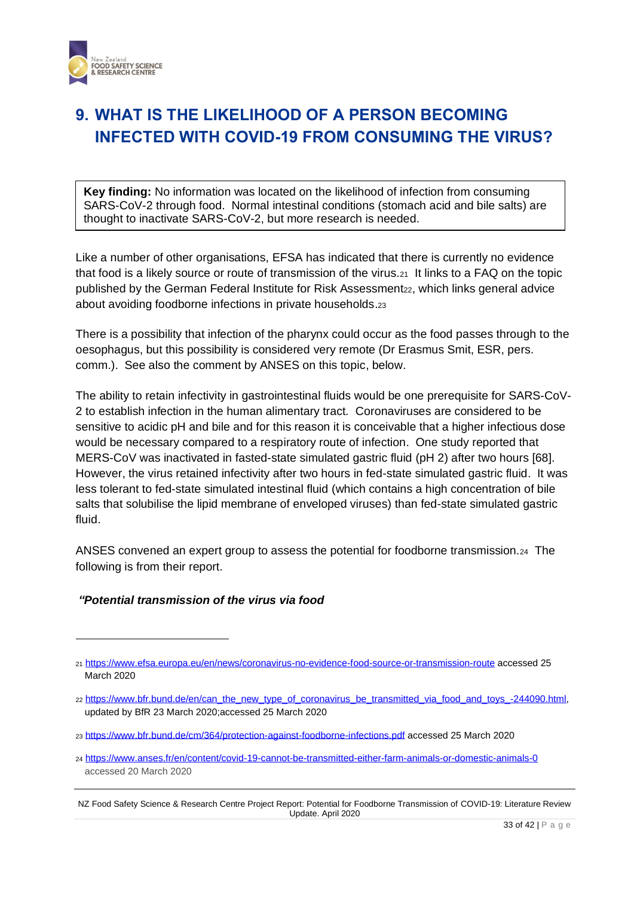# 9. WHAT IS THE LIKELIHOOD OF A PERSON BECOMING INFECTED WITH COVID-19 FROM CONSUMING THE VIRUS?

**Key finding:** No information was located on the likelihood of infection from consuming SARS-CoV-2 through food. Normal intestinal conditions (stomach acid and bile salts) are thought to inactivate SARS-CoV-2, but more research is needed.

Like a number of other organisations, EFSA has indicated that there is currently no evidence that food is a likely source or route of transmission of the virus.[21] It links to a FAQ on the topic published by the German Federal Institute for Risk Assessment[22], which links general advice about avoiding foodborne infections in private households.[23]

There is a possibility that infection of the pharynx could occur as the food passes through to the oesophagus, but this possibility is considered very remote (Dr Erasmus Smit, ESR, pers. comm.). See also the comment by ANSES on this topic, below.

The ability to retain infectivity in gastrointestinal fluids would be one prerequisite for SARS-CoV-2 to establish infection in the human alimentary tract. Coronaviruses are considered to be sensitive to acidic pH and bile and for this reason it is conceivable that a higher infectious dose would be necessary compared to a respiratory route of infection. One study reported that MERS-CoV was inactivated in fasted-state simulated gastric fluid (pH 2) after two hours [68]. However, the virus retained infectivity after two hours in fed-state simulated gastric fluid. It was less tolerant to fed-state simulated intestinal fluid (which contains a high concentration of bile salts that solubilise the lipid membrane of enveloped viruses) than fed-state simulated gastric fluid.

ANSES convened an expert group to assess the potential for foodborne transmission.[24] The following is from their report.

***"Potential transmission of the virus via food***

---

[21] https://www.efsa.europa.eu/en/news/coronavirus-no-evidence-food-source-or-transmission-route accessed 25 March 2020

[22] https://www.bfr.bund.de/en/can_the_new_type_of_coronavirus_be_transmitted_via_food_and_toys_-244090.html, updated by BfR 23 March 2020;accessed 25 March 2020

[23] https://www.bfr.bund.de/cm/364/protection-against-foodborne-infections.pdf accessed 25 March 2020

[24] https://www.anses.fr/en/content/covid-19-cannot-be-transmitted-either-farm-animals-or-domestic-animals-0 accessed 20 March 2020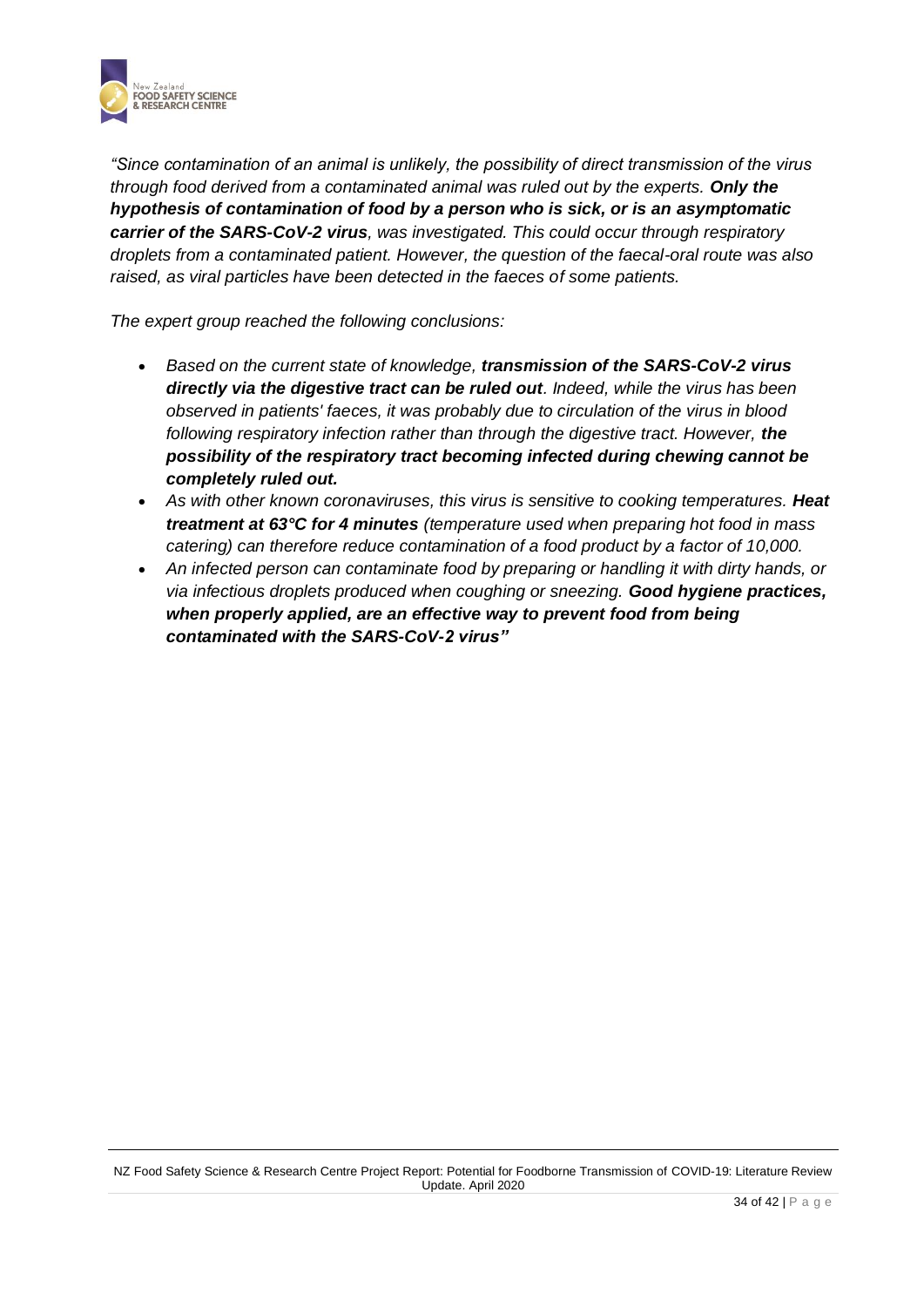*"Since contamination of an animal is unlikely, the possibility of direct transmission of the virus through food derived from a contaminated animal was ruled out by the experts. **Only the hypothesis of contamination of food by a person who is sick, or is an asymptomatic carrier of the SARS-CoV-2 virus**, was investigated. This could occur through respiratory droplets from a contaminated patient. However, the question of the faecal-oral route was also raised, as viral particles have been detected in the faeces of some patients.*

*The expert group reached the following conclusions:*

- *Based on the current state of knowledge, **transmission of the SARS-CoV-2 virus directly via the digestive tract can be ruled out**. Indeed, while the virus has been observed in patients' faeces, it was probably due to circulation of the virus in blood following respiratory infection rather than through the digestive tract. However, **the possibility of the respiratory tract becoming infected during chewing cannot be completely ruled out.***
- *As with other known coronaviruses, this virus is sensitive to cooking temperatures. **Heat treatment at 63°C for 4 minutes** (temperature used when preparing hot food in mass catering) can therefore reduce contamination of a food product by a factor of 10,000.*
- *An infected person can contaminate food by preparing or handling it with dirty hands, or via infectious droplets produced when coughing or sneezing. **Good hygiene practices, when properly applied, are an effective way to prevent food from being contaminated with the SARS-CoV-2 virus"***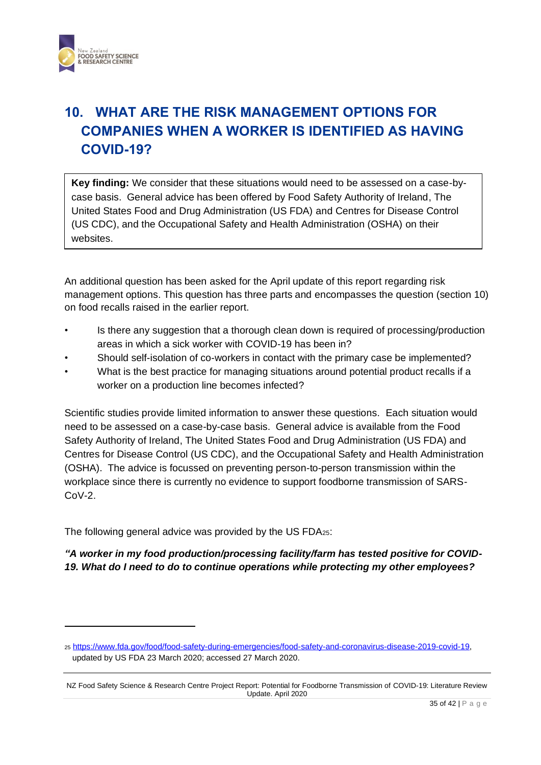# 10. WHAT ARE THE RISK MANAGEMENT OPTIONS FOR COMPANIES WHEN A WORKER IS IDENTIFIED AS HAVING COVID-19?

> **Key finding:** We consider that these situations would need to be assessed on a case-by-case basis. General advice has been offered by Food Safety Authority of Ireland, The United States Food and Drug Administration (US FDA) and Centres for Disease Control (US CDC), and the Occupational Safety and Health Administration (OSHA) on their websites.

An additional question has been asked for the April update of this report regarding risk management options. This question has three parts and encompasses the question (section 10) on food recalls raised in the earlier report.

- Is there any suggestion that a thorough clean down is required of processing/production areas in which a sick worker with COVID-19 has been in?
- Should self-isolation of co-workers in contact with the primary case be implemented?
- What is the best practice for managing situations around potential product recalls if a worker on a production line becomes infected?

Scientific studies provide limited information to answer these questions. Each situation would need to be assessed on a case-by-case basis. General advice is available from the Food Safety Authority of Ireland, The United States Food and Drug Administration (US FDA) and Centres for Disease Control (US CDC), and the Occupational Safety and Health Administration (OSHA). The advice is focussed on preventing person-to-person transmission within the workplace since there is currently no evidence to support foodborne transmission of SARS-CoV-2.

The following general advice was provided by the US FDA[25]:

***"A worker in my food production/processing facility/farm has tested positive for COVID-19. What do I need to do to continue operations while protecting my other employees?***

---

[25] https://www.fda.gov/food/food-safety-during-emergencies/food-safety-and-coronavirus-disease-2019-covid-19, updated by US FDA 23 March 2020; accessed 27 March 2020.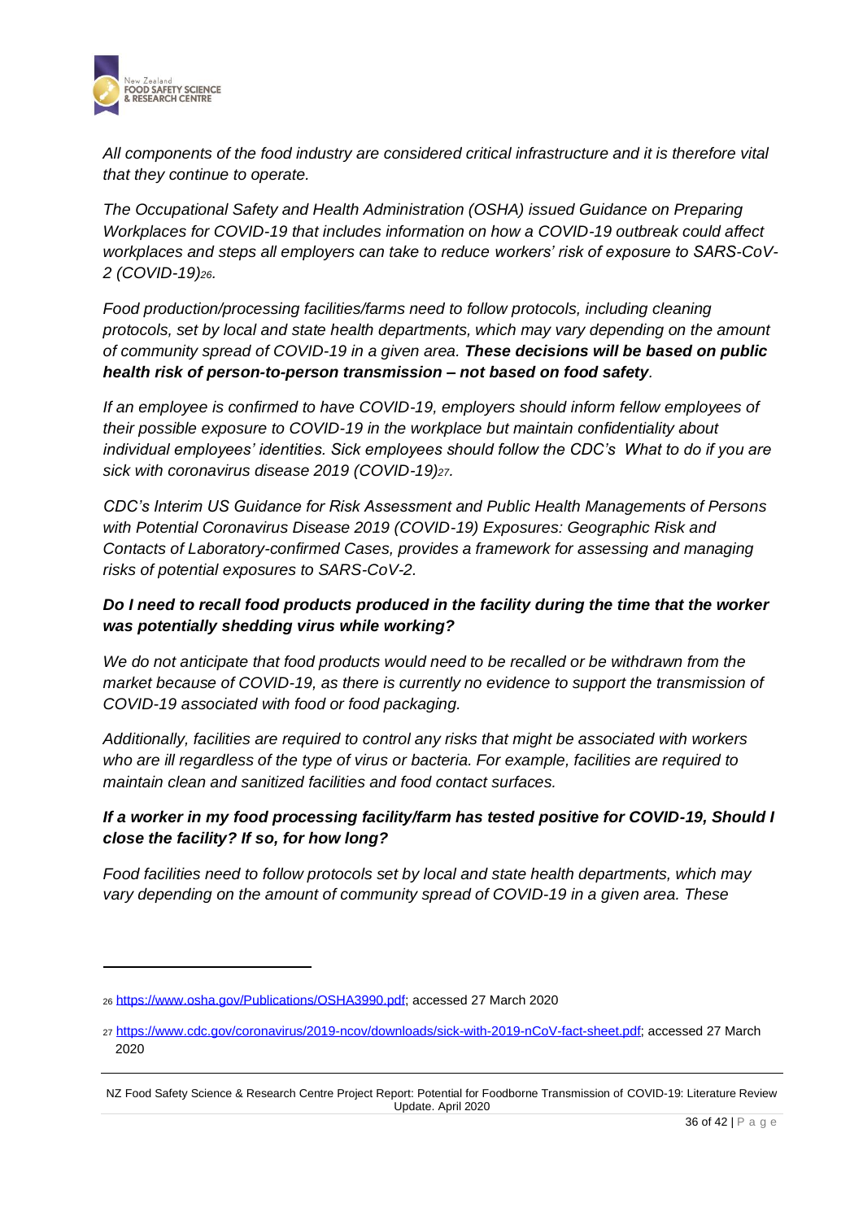*All components of the food industry are considered critical infrastructure and it is therefore vital that they continue to operate.*

*The Occupational Safety and Health Administration (OSHA) issued Guidance on Preparing Workplaces for COVID-19 that includes information on how a COVID-19 outbreak could affect workplaces and steps all employers can take to reduce workers' risk of exposure to SARS-CoV-2 (COVID-19)*[26]*.*

*Food production/processing facilities/farms need to follow protocols, including cleaning protocols, set by local and state health departments, which may vary depending on the amount of community spread of COVID-19 in a given area.* ***These decisions will be based on public health risk of person-to-person transmission – not based on food safety****.*

*If an employee is confirmed to have COVID-19, employers should inform fellow employees of their possible exposure to COVID-19 in the workplace but maintain confidentiality about individual employees' identities. Sick employees should follow the CDC's What to do if you are sick with coronavirus disease 2019 (COVID-19)*[27]*.*

*CDC's Interim US Guidance for Risk Assessment and Public Health Managements of Persons with Potential Coronavirus Disease 2019 (COVID-19) Exposures: Geographic Risk and Contacts of Laboratory-confirmed Cases, provides a framework for assessing and managing risks of potential exposures to SARS-CoV-2.*

***Do I need to recall food products produced in the facility during the time that the worker was potentially shedding virus while working?***

*We do not anticipate that food products would need to be recalled or be withdrawn from the market because of COVID-19, as there is currently no evidence to support the transmission of COVID-19 associated with food or food packaging.*

*Additionally, facilities are required to control any risks that might be associated with workers who are ill regardless of the type of virus or bacteria. For example, facilities are required to maintain clean and sanitized facilities and food contact surfaces.*

***If a worker in my food processing facility/farm has tested positive for COVID-19, Should I close the facility? If so, for how long?***

*Food facilities need to follow protocols set by local and state health departments, which may vary depending on the amount of community spread of COVID-19 in a given area. These*

---

[26] https://www.osha.gov/Publications/OSHA3990.pdf; accessed 27 March 2020

[27] https://www.cdc.gov/coronavirus/2019-ncov/downloads/sick-with-2019-nCoV-fact-sheet.pdf; accessed 27 March 2020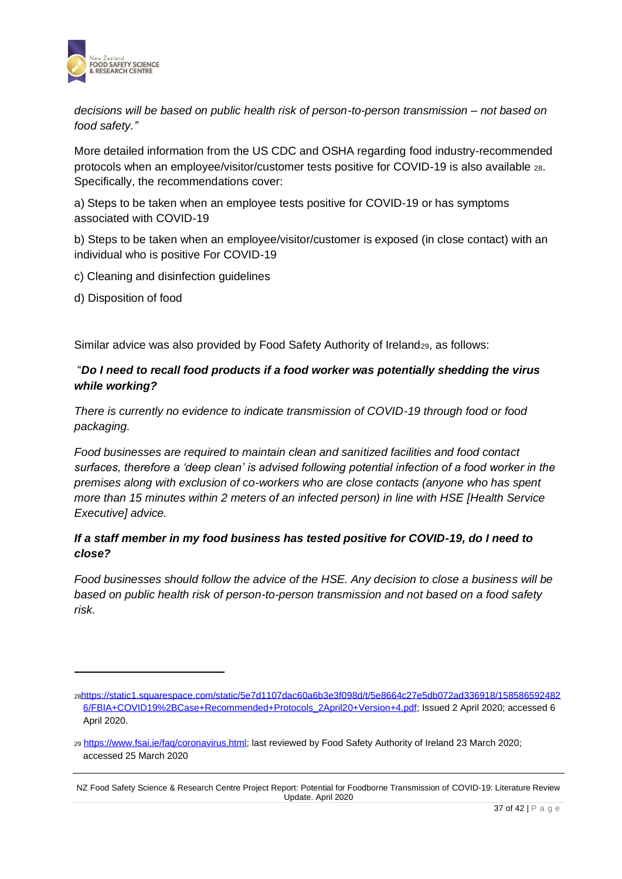*decisions will be based on public health risk of person-to-person transmission – not based on food safety."*

More detailed information from the US CDC and OSHA regarding food industry-recommended protocols when an employee/visitor/customer tests positive for COVID-19 is also available [28]. Specifically, the recommendations cover:

a) Steps to be taken when an employee tests positive for COVID-19 or has symptoms associated with COVID-19

b) Steps to be taken when an employee/visitor/customer is exposed (in close contact) with an individual who is positive For COVID-19

c) Cleaning and disinfection guidelines

d) Disposition of food

Similar advice was also provided by Food Safety Authority of Ireland[29], as follows:

"***Do I need to recall food products if a food worker was potentially shedding the virus while working?***

*There is currently no evidence to indicate transmission of COVID-19 through food or food packaging.*

*Food businesses are required to maintain clean and sanitized facilities and food contact surfaces, therefore a 'deep clean' is advised following potential infection of a food worker in the premises along with exclusion of co-workers who are close contacts (anyone who has spent more than 15 minutes within 2 meters of an infected person) in line with HSE [Health Service Executive] advice.*

***If a staff member in my food business has tested positive for COVID-19, do I need to close?***

*Food businesses should follow the advice of the HSE. Any decision to close a business will be based on public health risk of person-to-person transmission and not based on a food safety risk.*

---

[28] https://static1.squarespace.com/static/5e7d1107dac60a6b3e3f098d/t/5e8664c27e5db072ad336918/1585865924826/FBIA+COVID19%2BCase+Recommended+Protocols_2April20+Version+4.pdf; Issued 2 April 2020; accessed 6 April 2020.

[29] https://www.fsai.ie/faq/coronavirus.html; last reviewed by Food Safety Authority of Ireland 23 March 2020; accessed 25 March 2020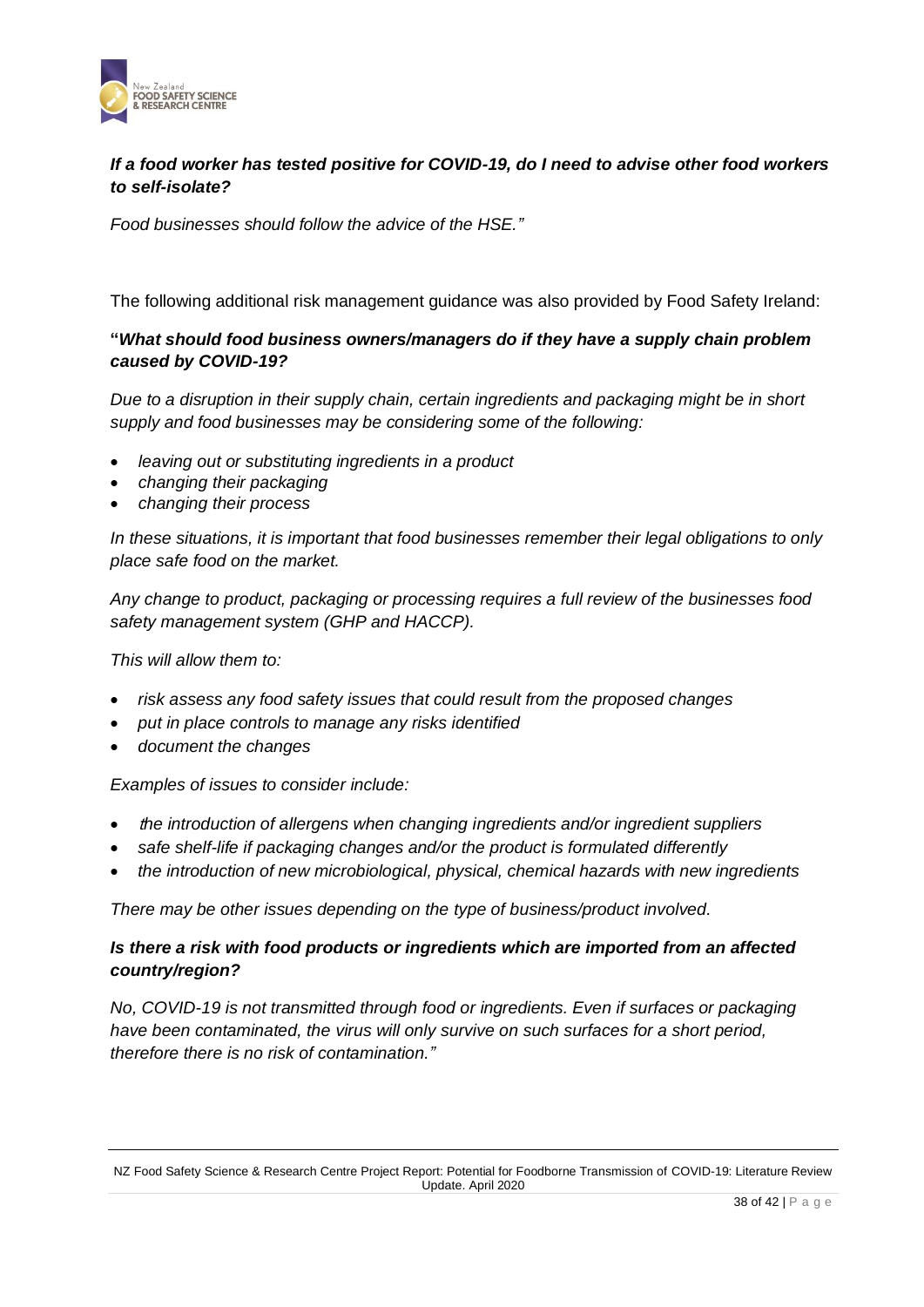***If a food worker has tested positive for COVID-19, do I need to advise other food workers to self-isolate?***

*Food businesses should follow the advice of the HSE."*

The following additional risk management guidance was also provided by Food Safety Ireland:

**"*What should food business owners/managers do if they have a supply chain problem caused by COVID-19?***

*Due to a disruption in their supply chain, certain ingredients and packaging might be in short supply and food businesses may be considering some of the following:*

- *leaving out or substituting ingredients in a product*
- *changing their packaging*
- *changing their process*

*In these situations, it is important that food businesses remember their legal obligations to only place safe food on the market.*

*Any change to product, packaging or processing requires a full review of the businesses food safety management system (GHP and HACCP).*

*This will allow them to:*

- *risk assess any food safety issues that could result from the proposed changes*
- *put in place controls to manage any risks identified*
- *document the changes*

*Examples of issues to consider include:*

- *the introduction of allergens when changing ingredients and/or ingredient suppliers*
- *safe shelf-life if packaging changes and/or the product is formulated differently*
- *the introduction of new microbiological, physical, chemical hazards with new ingredients*

*There may be other issues depending on the type of business/product involved.*

***Is there a risk with food products or ingredients which are imported from an affected country/region?***

*No, COVID-19 is not transmitted through food or ingredients. Even if surfaces or packaging have been contaminated, the virus will only survive on such surfaces for a short period, therefore there is no risk of contamination."*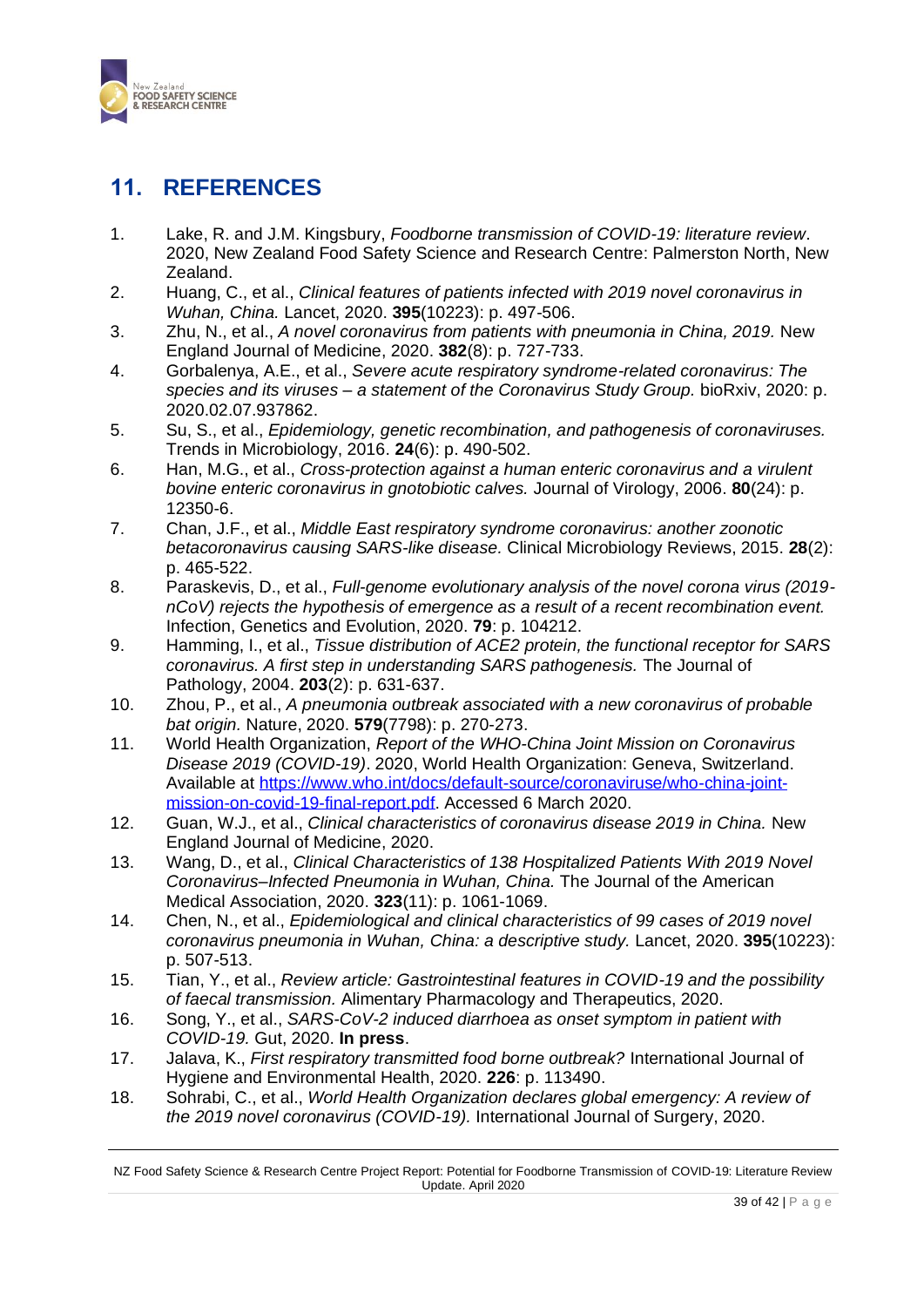# 11. REFERENCES

1. Lake, R. and J.M. Kingsbury, *Foodborne transmission of COVID-19: literature review*. 2020, New Zealand Food Safety Science and Research Centre: Palmerston North, New Zealand.
2. Huang, C., et al., *Clinical features of patients infected with 2019 novel coronavirus in Wuhan, China.* Lancet, 2020. **395**(10223): p. 497-506.
3. Zhu, N., et al., *A novel coronavirus from patients with pneumonia in China, 2019.* New England Journal of Medicine, 2020. **382**(8): p. 727-733.
4. Gorbalenya, A.E., et al., *Severe acute respiratory syndrome-related coronavirus: The species and its viruses – a statement of the Coronavirus Study Group.* bioRxiv, 2020: p. 2020.02.07.937862.
5. Su, S., et al., *Epidemiology, genetic recombination, and pathogenesis of coronaviruses.* Trends in Microbiology, 2016. **24**(6): p. 490-502.
6. Han, M.G., et al., *Cross-protection against a human enteric coronavirus and a virulent bovine enteric coronavirus in gnotobiotic calves.* Journal of Virology, 2006. **80**(24): p. 12350-6.
7. Chan, J.F., et al., *Middle East respiratory syndrome coronavirus: another zoonotic betacoronavirus causing SARS-like disease.* Clinical Microbiology Reviews, 2015. **28**(2): p. 465-522.
8. Paraskevis, D., et al., *Full-genome evolutionary analysis of the novel corona virus (2019-nCoV) rejects the hypothesis of emergence as a result of a recent recombination event.* Infection, Genetics and Evolution, 2020. **79**: p. 104212.
9. Hamming, I., et al., *Tissue distribution of ACE2 protein, the functional receptor for SARS coronavirus. A first step in understanding SARS pathogenesis.* The Journal of Pathology, 2004. **203**(2): p. 631-637.
10. Zhou, P., et al., *A pneumonia outbreak associated with a new coronavirus of probable bat origin.* Nature, 2020. **579**(7798): p. 270-273.
11. World Health Organization, *Report of the WHO-China Joint Mission on Coronavirus Disease 2019 (COVID-19)*. 2020, World Health Organization: Geneva, Switzerland. Available at https://www.who.int/docs/default-source/coronaviruse/who-china-joint-mission-on-covid-19-final-report.pdf. Accessed 6 March 2020.
12. Guan, W.J., et al., *Clinical characteristics of coronavirus disease 2019 in China.* New England Journal of Medicine, 2020.
13. Wang, D., et al., *Clinical Characteristics of 138 Hospitalized Patients With 2019 Novel Coronavirus–Infected Pneumonia in Wuhan, China.* The Journal of the American Medical Association, 2020. **323**(11): p. 1061-1069.
14. Chen, N., et al., *Epidemiological and clinical characteristics of 99 cases of 2019 novel coronavirus pneumonia in Wuhan, China: a descriptive study.* Lancet, 2020. **395**(10223): p. 507-513.
15. Tian, Y., et al., *Review article: Gastrointestinal features in COVID-19 and the possibility of faecal transmission.* Alimentary Pharmacology and Therapeutics, 2020.
16. Song, Y., et al., *SARS-CoV-2 induced diarrhoea as onset symptom in patient with COVID-19.* Gut, 2020. **In press**.
17. Jalava, K., *First respiratory transmitted food borne outbreak?* International Journal of Hygiene and Environmental Health, 2020. **226**: p. 113490.
18. Sohrabi, C., et al., *World Health Organization declares global emergency: A review of the 2019 novel coronavirus (COVID-19).* International Journal of Surgery, 2020.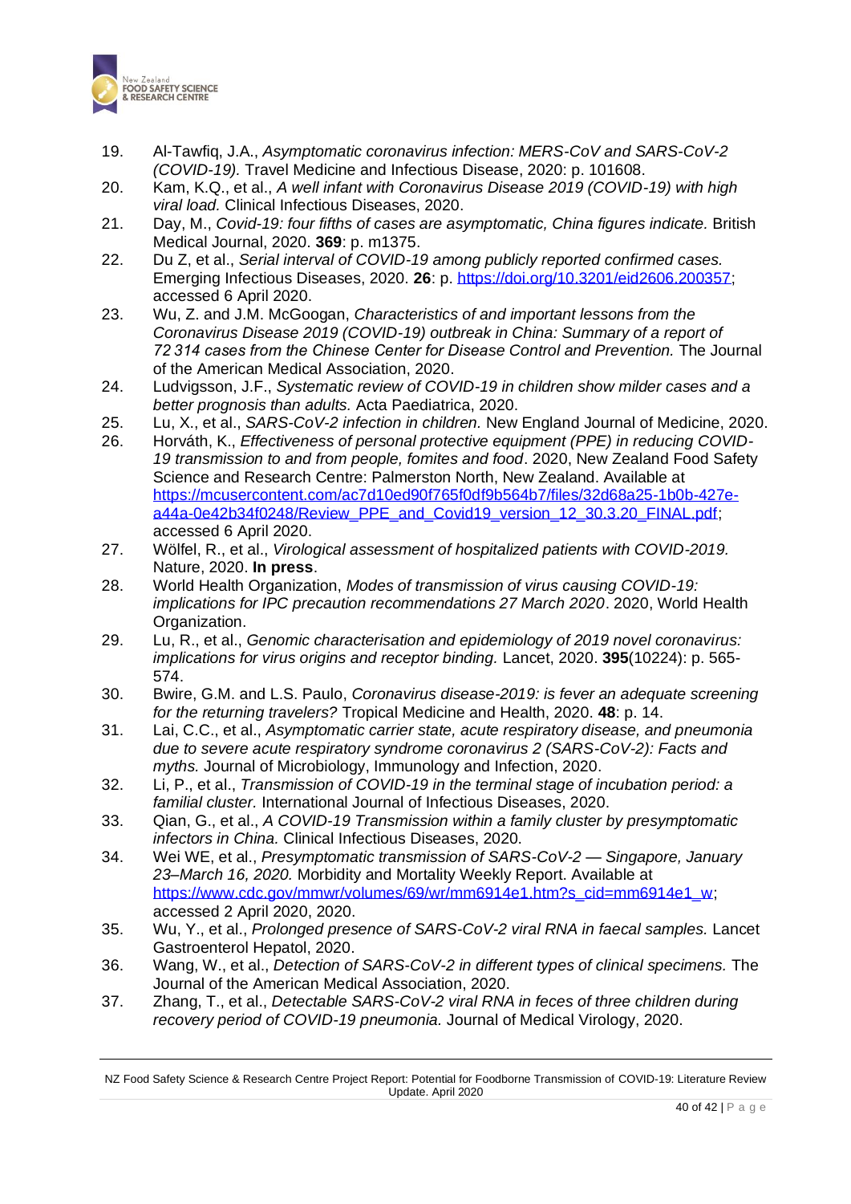19. Al-Tawfiq, J.A., *Asymptomatic coronavirus infection: MERS-CoV and SARS-CoV-2 (COVID-19).* Travel Medicine and Infectious Disease, 2020: p. 101608.
20. Kam, K.Q., et al., *A well infant with Coronavirus Disease 2019 (COVID-19) with high viral load.* Clinical Infectious Diseases, 2020.
21. Day, M., *Covid-19: four fifths of cases are asymptomatic, China figures indicate.* British Medical Journal, 2020. **369**: p. m1375.
22. Du Z, et al., *Serial interval of COVID-19 among publicly reported confirmed cases.* Emerging Infectious Diseases, 2020. **26**: p. https://doi.org/10.3201/eid2606.200357; accessed 6 April 2020.
23. Wu, Z. and J.M. McGoogan, *Characteristics of and important lessons from the Coronavirus Disease 2019 (COVID-19) outbreak in China: Summary of a report of 72 314 cases from the Chinese Center for Disease Control and Prevention.* The Journal of the American Medical Association, 2020.
24. Ludvigsson, J.F., *Systematic review of COVID-19 in children show milder cases and a better prognosis than adults.* Acta Paediatrica, 2020.
25. Lu, X., et al., *SARS-CoV-2 infection in children.* New England Journal of Medicine, 2020.
26. Horváth, K., *Effectiveness of personal protective equipment (PPE) in reducing COVID-19 transmission to and from people, fomites and food*. 2020, New Zealand Food Safety Science and Research Centre: Palmerston North, New Zealand. Available at https://mcusercontent.com/ac7d10ed90f765f0df9b564b7/files/32d68a25-1b0b-427e-a44a-0e42b34f0248/Review_PPE_and_Covid19_version_12_30.3.20_FINAL.pdf; accessed 6 April 2020.
27. Wölfel, R., et al., *Virological assessment of hospitalized patients with COVID-2019.* Nature, 2020. **In press**.
28. World Health Organization, *Modes of transmission of virus causing COVID-19: implications for IPC precaution recommendations 27 March 2020*. 2020, World Health Organization.
29. Lu, R., et al., *Genomic characterisation and epidemiology of 2019 novel coronavirus: implications for virus origins and receptor binding.* Lancet, 2020. **395**(10224): p. 565-574.
30. Bwire, G.M. and L.S. Paulo, *Coronavirus disease-2019: is fever an adequate screening for the returning travelers?* Tropical Medicine and Health, 2020. **48**: p. 14.
31. Lai, C.C., et al., *Asymptomatic carrier state, acute respiratory disease, and pneumonia due to severe acute respiratory syndrome coronavirus 2 (SARS-CoV-2): Facts and myths.* Journal of Microbiology, Immunology and Infection, 2020.
32. Li, P., et al., *Transmission of COVID-19 in the terminal stage of incubation period: a familial cluster.* International Journal of Infectious Diseases, 2020.
33. Qian, G., et al., *A COVID-19 Transmission within a family cluster by presymptomatic infectors in China.* Clinical Infectious Diseases, 2020.
34. Wei WE, et al., *Presymptomatic transmission of SARS-CoV-2 — Singapore, January 23–March 16, 2020.* Morbidity and Mortality Weekly Report. Available at https://www.cdc.gov/mmwr/volumes/69/wr/mm6914e1.htm?s_cid=mm6914e1_w; accessed 2 April 2020, 2020.
35. Wu, Y., et al., *Prolonged presence of SARS-CoV-2 viral RNA in faecal samples.* Lancet Gastroenterol Hepatol, 2020.
36. Wang, W., et al., *Detection of SARS-CoV-2 in different types of clinical specimens.* The Journal of the American Medical Association, 2020.
37. Zhang, T., et al., *Detectable SARS-CoV-2 viral RNA in feces of three children during recovery period of COVID-19 pneumonia.* Journal of Medical Virology, 2020.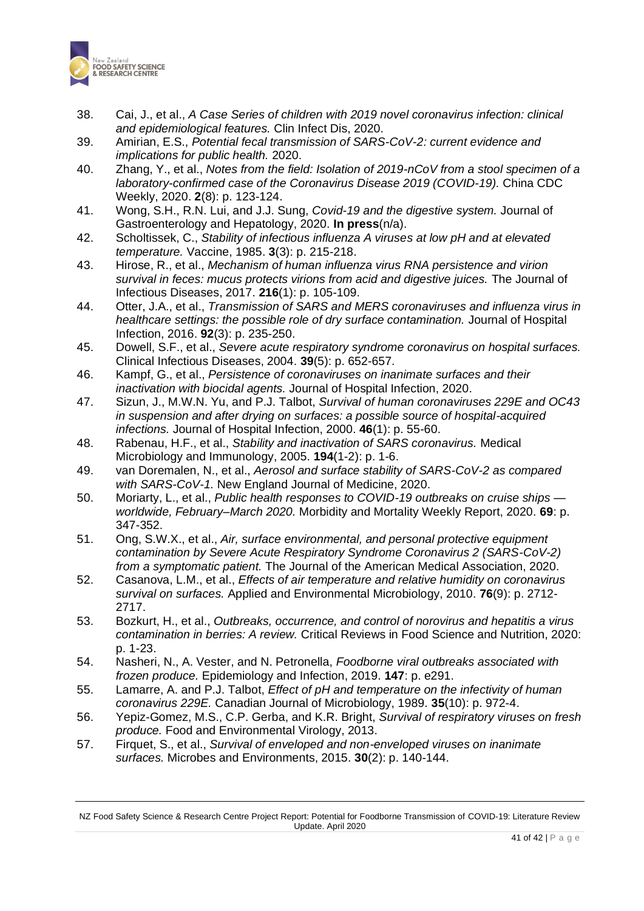38. Cai, J., et al., *A Case Series of children with 2019 novel coronavirus infection: clinical and epidemiological features.* Clin Infect Dis, 2020.
39. Amirian, E.S., *Potential fecal transmission of SARS-CoV-2: current evidence and implications for public health.* 2020.
40. Zhang, Y., et al., *Notes from the field: Isolation of 2019-nCoV from a stool specimen of a laboratory-confirmed case of the Coronavirus Disease 2019 (COVID-19).* China CDC Weekly, 2020. **2**(8): p. 123-124.
41. Wong, S.H., R.N. Lui, and J.J. Sung, *Covid-19 and the digestive system.* Journal of Gastroenterology and Hepatology, 2020. **In press**(n/a).
42. Scholtissek, C., *Stability of infectious influenza A viruses at low pH and at elevated temperature.* Vaccine, 1985. **3**(3): p. 215-218.
43. Hirose, R., et al., *Mechanism of human influenza virus RNA persistence and virion survival in feces: mucus protects virions from acid and digestive juices.* The Journal of Infectious Diseases, 2017. **216**(1): p. 105-109.
44. Otter, J.A., et al., *Transmission of SARS and MERS coronaviruses and influenza virus in healthcare settings: the possible role of dry surface contamination.* Journal of Hospital Infection, 2016. **92**(3): p. 235-250.
45. Dowell, S.F., et al., *Severe acute respiratory syndrome coronavirus on hospital surfaces.* Clinical Infectious Diseases, 2004. **39**(5): p. 652-657.
46. Kampf, G., et al., *Persistence of coronaviruses on inanimate surfaces and their inactivation with biocidal agents.* Journal of Hospital Infection, 2020.
47. Sizun, J., M.W.N. Yu, and P.J. Talbot, *Survival of human coronaviruses 229E and OC43 in suspension and after drying on surfaces: a possible source of hospital-acquired infections.* Journal of Hospital Infection, 2000. **46**(1): p. 55-60.
48. Rabenau, H.F., et al., *Stability and inactivation of SARS coronavirus.* Medical Microbiology and Immunology, 2005. **194**(1-2): p. 1-6.
49. van Doremalen, N., et al., *Aerosol and surface stability of SARS-CoV-2 as compared with SARS-CoV-1.* New England Journal of Medicine, 2020.
50. Moriarty, L., et al., *Public health responses to COVID-19 outbreaks on cruise ships — worldwide, February–March 2020.* Morbidity and Mortality Weekly Report, 2020. **69**: p. 347-352.
51. Ong, S.W.X., et al., *Air, surface environmental, and personal protective equipment contamination by Severe Acute Respiratory Syndrome Coronavirus 2 (SARS-CoV-2) from a symptomatic patient.* The Journal of the American Medical Association, 2020.
52. Casanova, L.M., et al., *Effects of air temperature and relative humidity on coronavirus survival on surfaces.* Applied and Environmental Microbiology, 2010. **76**(9): p. 2712-2717.
53. Bozkurt, H., et al., *Outbreaks, occurrence, and control of norovirus and hepatitis a virus contamination in berries: A review.* Critical Reviews in Food Science and Nutrition, 2020: p. 1-23.
54. Nasheri, N., A. Vester, and N. Petronella, *Foodborne viral outbreaks associated with frozen produce.* Epidemiology and Infection, 2019. **147**: p. e291.
55. Lamarre, A. and P.J. Talbot, *Effect of pH and temperature on the infectivity of human coronavirus 229E.* Canadian Journal of Microbiology, 1989. **35**(10): p. 972-4.
56. Yepiz-Gomez, M.S., C.P. Gerba, and K.R. Bright, *Survival of respiratory viruses on fresh produce.* Food and Environmental Virology, 2013.
57. Firquet, S., et al., *Survival of enveloped and non-enveloped viruses on inanimate surfaces.* Microbes and Environments, 2015. **30**(2): p. 140-144.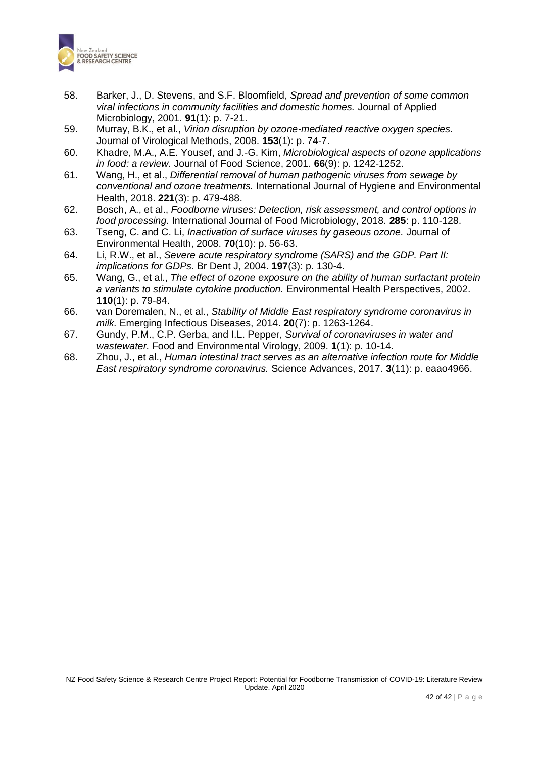58. Barker, J., D. Stevens, and S.F. Bloomfield, *Spread and prevention of some common viral infections in community facilities and domestic homes.* Journal of Applied Microbiology, 2001. **91**(1): p. 7-21.
59. Murray, B.K., et al., *Virion disruption by ozone-mediated reactive oxygen species.* Journal of Virological Methods, 2008. **153**(1): p. 74-7.
60. Khadre, M.A., A.E. Yousef, and J.-G. Kim, *Microbiological aspects of ozone applications in food: a review.* Journal of Food Science, 2001. **66**(9): p. 1242-1252.
61. Wang, H., et al., *Differential removal of human pathogenic viruses from sewage by conventional and ozone treatments.* International Journal of Hygiene and Environmental Health, 2018. **221**(3): p. 479-488.
62. Bosch, A., et al., *Foodborne viruses: Detection, risk assessment, and control options in food processing.* International Journal of Food Microbiology, 2018. **285**: p. 110-128.
63. Tseng, C. and C. Li, *Inactivation of surface viruses by gaseous ozone.* Journal of Environmental Health, 2008. **70**(10): p. 56-63.
64. Li, R.W., et al., *Severe acute respiratory syndrome (SARS) and the GDP. Part II: implications for GDPs.* Br Dent J, 2004. **197**(3): p. 130-4.
65. Wang, G., et al., *The effect of ozone exposure on the ability of human surfactant protein a variants to stimulate cytokine production.* Environmental Health Perspectives, 2002. **110**(1): p. 79-84.
66. van Doremalen, N., et al., *Stability of Middle East respiratory syndrome coronavirus in milk.* Emerging Infectious Diseases, 2014. **20**(7): p. 1263-1264.
67. Gundy, P.M., C.P. Gerba, and I.L. Pepper, *Survival of coronaviruses in water and wastewater.* Food and Environmental Virology, 2009. **1**(1): p. 10-14.
68. Zhou, J., et al., *Human intestinal tract serves as an alternative infection route for Middle East respiratory syndrome coronavirus.* Science Advances, 2017. **3**(11): p. eaao4966.